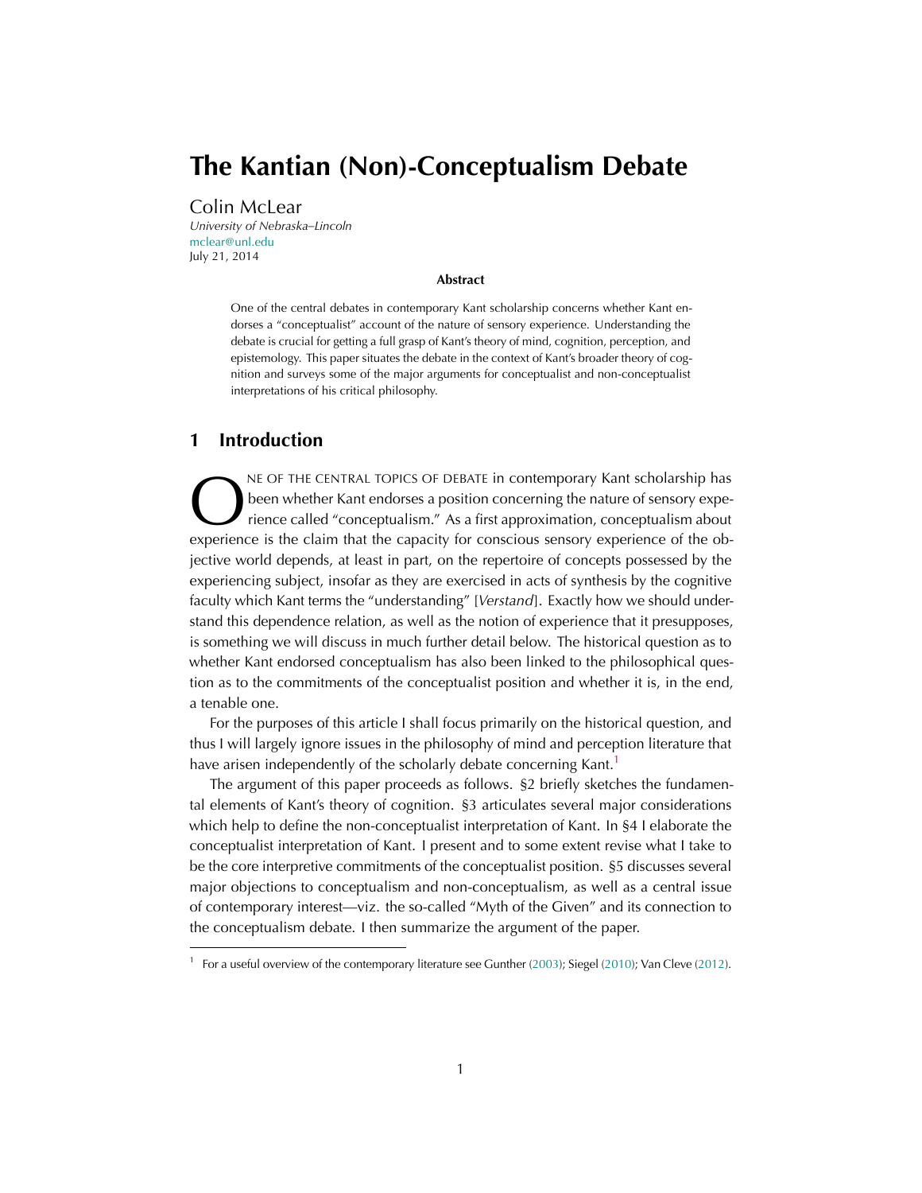# The Kantian (Non)-Conceptualism Debate

Colin McLear
*University of Nebraska–Lincoln*
mclear@unl.edu
July 21, 2014

**Abstract**

One of the central debates in contemporary Kant scholarship concerns whether Kant endorses a "conceptualist" account of the nature of sensory experience. Understanding the debate is crucial for getting a full grasp of Kant's theory of mind, cognition, perception, and epistemology. This paper situates the debate in the context of Kant's broader theory of cognition and surveys some of the major arguments for conceptualist and non-conceptualist interpretations of his critical philosophy.

## 1 Introduction

One of the central topics of debate in contemporary Kant scholarship has been whether Kant endorses a position concerning the nature of sensory experience called "conceptualism." As a first approximation, conceptualism about experience is the claim that the capacity for conscious sensory experience of the objective world depends, at least in part, on the repertoire of concepts possessed by the experiencing subject, insofar as they are exercised in acts of synthesis by the cognitive faculty which Kant terms the "understanding" [*Verstand*]. Exactly how we should understand this dependence relation, as well as the notion of experience that it presupposes, is something we will discuss in much further detail below. The historical question as to whether Kant endorsed conceptualism has also been linked to the philosophical question as to the commitments of the conceptualist position and whether it is, in the end, a tenable one.

For the purposes of this article I shall focus primarily on the historical question, and thus I will largely ignore issues in the philosophy of mind and perception literature that have arisen independently of the scholarly debate concerning Kant.[1]

The argument of this paper proceeds as follows. §2 briefly sketches the fundamental elements of Kant's theory of cognition. §3 articulates several major considerations which help to define the non-conceptualist interpretation of Kant. In §4 I elaborate the conceptualist interpretation of Kant. I present and to some extent revise what I take to be the core interpretive commitments of the conceptualist position. §5 discusses several major objections to conceptualism and non-conceptualism, as well as a central issue of contemporary interest—viz. the so-called "Myth of the Given" and its connection to the conceptualism debate. I then summarize the argument of the paper.

[1] For a useful overview of the contemporary literature see Gunther (2003); Siegel (2010); Van Cleve (2012).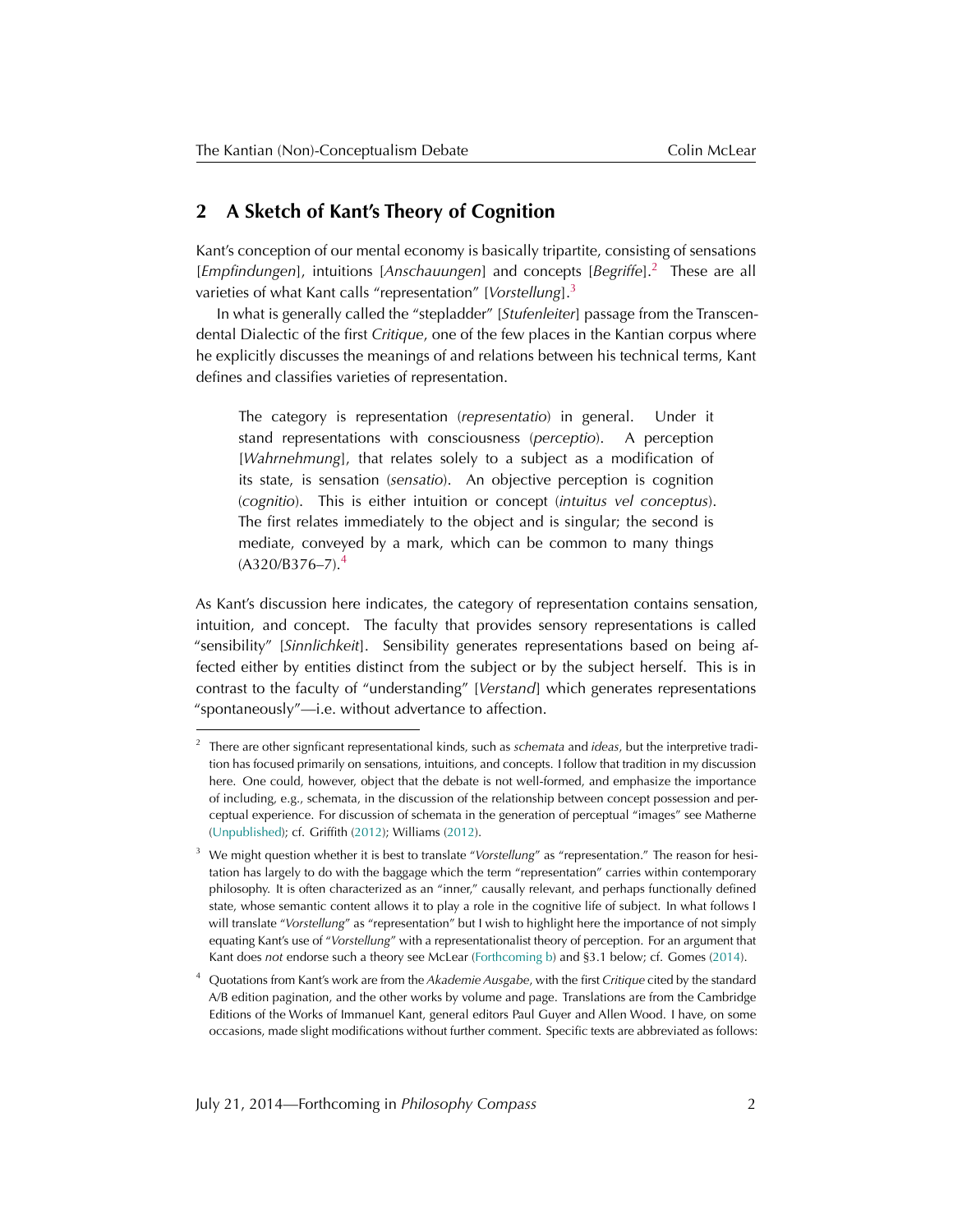## 2 A Sketch of Kant's Theory of Cognition

Kant's conception of our mental economy is basically tripartite, consisting of sensations [*Empfindungen*], intuitions [*Anschauungen*] and concepts [*Begriffe*].[2] These are all varieties of what Kant calls "representation" [*Vorstellung*].[3]

In what is generally called the "stepladder" [*Stufenleiter*] passage from the Transcendental Dialectic of the first *Critique*, one of the few places in the Kantian corpus where he explicitly discusses the meanings of and relations between his technical terms, Kant defines and classifies varieties of representation.

> The category is representation (*representatio*) in general. Under it stand representations with consciousness (*perceptio*). A perception [*Wahrnehmung*], that relates solely to a subject as a modification of its state, is sensation (*sensatio*). An objective perception is cognition (*cognitio*). This is either intuition or concept (*intuitus vel conceptus*). The first relates immediately to the object and is singular; the second is mediate, conveyed by a mark, which can be common to many things (A320/B376–7).[4]

As Kant's discussion here indicates, the category of representation contains sensation, intuition, and concept. The faculty that provides sensory representations is called "sensibility" [*Sinnlichkeit*]. Sensibility generates representations based on being affected either by entities distinct from the subject or by the subject herself. This is in contrast to the faculty of "understanding" [*Verstand*] which generates representations "spontaneously"—i.e. without advertance to affection.

---

[2] There are other signficant representational kinds, such as *schemata* and *ideas*, but the interpretive tradition has focused primarily on sensations, intuitions, and concepts. I follow that tradition in my discussion here. One could, however, object that the debate is not well-formed, and emphasize the importance of including, e.g., schemata, in the discussion of the relationship between concept possession and perceptual experience. For discussion of schemata in the generation of perceptual "images" see Matherne (Unpublished); cf. Griffith (2012); Williams (2012).

[3] We might question whether it is best to translate "*Vorstellung*" as "representation." The reason for hesitation has largely to do with the baggage which the term "representation" carries within contemporary philosophy. It is often characterized as an "inner," causally relevant, and perhaps functionally defined state, whose semantic content allows it to play a role in the cognitive life of subject. In what follows I will translate "*Vorstellung*" as "representation" but I wish to highlight here the importance of not simply equating Kant's use of "*Vorstellung*" with a representationalist theory of perception. For an argument that Kant does *not* endorse such a theory see McLear (Forthcoming b) and §3.1 below; cf. Gomes (2014).

[4] Quotations from Kant's work are from the *Akademie Ausgabe*, with the first *Critique* cited by the standard A/B edition pagination, and the other works by volume and page. Translations are from the Cambridge Editions of the Works of Immanuel Kant, general editors Paul Guyer and Allen Wood. I have, on some occasions, made slight modifications without further comment. Specific texts are abbreviated as follows: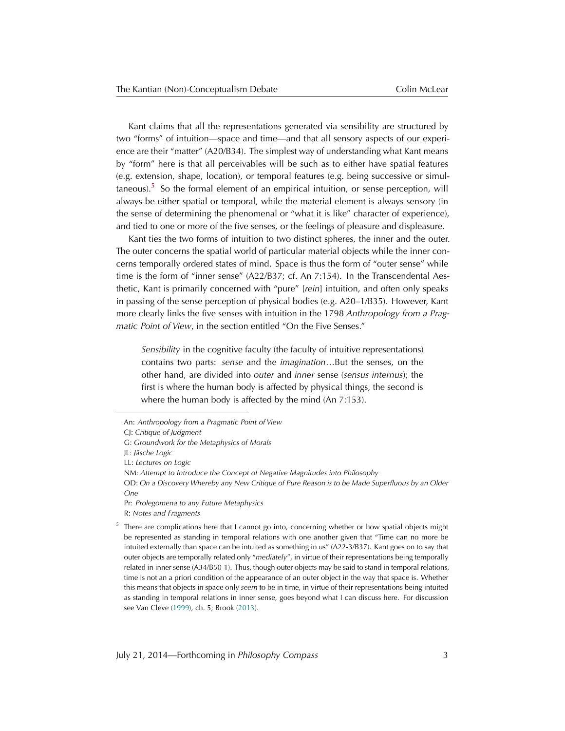Kant claims that all the representations generated via sensibility are structured by two "forms" of intuition—space and time—and that all sensory aspects of our experience are their "matter" (A20/B34). The simplest way of understanding what Kant means by "form" here is that all perceivables will be such as to either have spatial features (e.g. extension, shape, location), or temporal features (e.g. being successive or simultaneous).[5] So the formal element of an empirical intuition, or sense perception, will always be either spatial or temporal, while the material element is always sensory (in the sense of determining the phenomenal or "what it is like" character of experience), and tied to one or more of the five senses, or the feelings of pleasure and displeasure.

Kant ties the two forms of intuition to two distinct spheres, the inner and the outer. The outer concerns the spatial world of particular material objects while the inner concerns temporally ordered states of mind. Space is thus the form of "outer sense" while time is the form of "inner sense" (A22/B37; cf. An 7:154). In the Transcendental Aesthetic, Kant is primarily concerned with "pure" [*rein*] intuition, and often only speaks in passing of the sense perception of physical bodies (e.g. A20–1/B35). However, Kant more clearly links the five senses with intuition in the 1798 *Anthropology from a Pragmatic Point of View*, in the section entitled "On the Five Senses."

> *Sensibility* in the cognitive faculty (the faculty of intuitive representations) contains two parts: *sense* and the *imagination*…But the senses, on the other hand, are divided into *outer* and *inner* sense (*sensus internus*); the first is where the human body is affected by physical things, the second is where the human body is affected by the mind (An 7:153).

---

An: *Anthropology from a Pragmatic Point of View*

CJ: *Critique of Judgment*

G: *Groundwork for the Metaphysics of Morals*

JL: *Jäsche Logic*

LL: *Lectures on Logic*

NM: *Attempt to Introduce the Concept of Negative Magnitudes into Philosophy*

OD: *On a Discovery Whereby any New Critique of Pure Reason is to be Made Superfluous by an Older One*

Pr: *Prolegomena to any Future Metaphysics*

R: *Notes and Fragments*

[5] There are complications here that I cannot go into, concerning whether or how spatial objects might be represented as standing in temporal relations with one another given that "Time can no more be intuited externally than space can be intuited as something in us" (A22-3/B37). Kant goes on to say that outer objects are temporally related only "*mediately*", in virtue of their representations being temporally related in inner sense (A34/B50-1). Thus, though outer objects may be said to stand in temporal relations, time is not an a priori condition of the appearance of an outer object in the way that space is. Whether this means that objects in space only *seem* to be in time, in virtue of their representations being intuited as standing in temporal relations in inner sense, goes beyond what I can discuss here. For discussion see Van Cleve (1999), ch. 5; Brook (2013).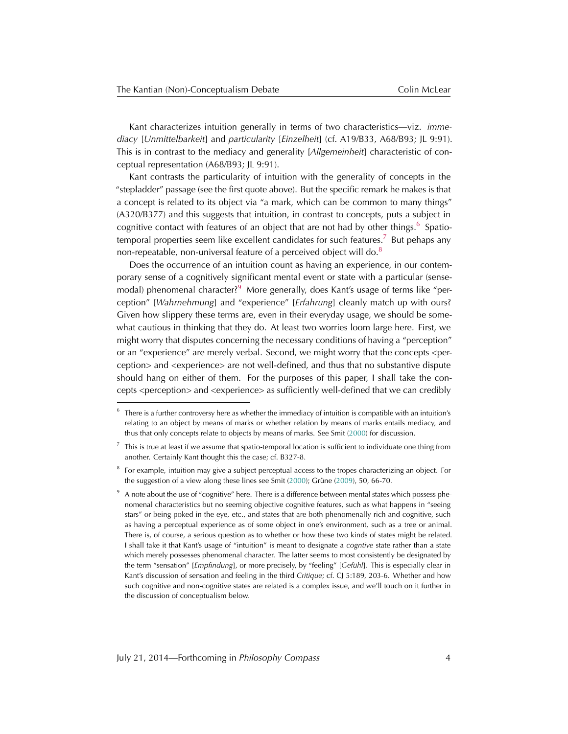Kant characterizes intuition generally in terms of two characteristics—viz. *immediacy* [*Unmittelbarkeit*] and *particularity* [*Einzelheit*] (cf. A19/B33, A68/B93; JL 9:91). This is in contrast to the mediacy and generality [*Allgemeinheit*] characteristic of conceptual representation (A68/B93; JL 9:91).

Kant contrasts the particularity of intuition with the generality of concepts in the "stepladder" passage (see the first quote above). But the specific remark he makes is that a concept is related to its object via "a mark, which can be common to many things" (A320/B377) and this suggests that intuition, in contrast to concepts, puts a subject in cognitive contact with features of an object that are not had by other things.[6] Spatio-temporal properties seem like excellent candidates for such features.[7] But pehaps any non-repeatable, non-universal feature of a perceived object will do.[8]

Does the occurrence of an intuition count as having an experience, in our contemporary sense of a cognitively significant mental event or state with a particular (sense-modal) phenomenal character?[9] More generally, does Kant's usage of terms like "perception" [*Wahrnehmung*] and "experience" [*Erfahrung*] cleanly match up with ours? Given how slippery these terms are, even in their everyday usage, we should be somewhat cautious in thinking that they do. At least two worries loom large here. First, we might worry that disputes concerning the necessary conditions of having a "perception" or an "experience" are merely verbal. Second, we might worry that the concepts <perception> and <experience> are not well-defined, and thus that no substantive dispute should hang on either of them. For the purposes of this paper, I shall take the concepts <perception> and <experience> as sufficiently well-defined that we can credibly

---

[6] There is a further controversy here as whether the immediacy of intuition is compatible with an intuition's relating to an object by means of marks or whether relation by means of marks entails mediacy, and thus that only concepts relate to objects by means of marks. See Smit (2000) for discussion.

[7] This is true at least if we assume that spatio-temporal location is sufficient to individuate one thing from another. Certainly Kant thought this the case; cf. B327-8.

[8] For example, intuition may give a subject perceptual access to the tropes characterizing an object. For the suggestion of a view along these lines see Smit (2000); Grüne (2009), 50, 66-70.

[9] A note about the use of "cognitive" here. There is a difference between mental states which possess phenomenal characteristics but no seeming objective cognitive features, such as what happens in "seeing stars" or being poked in the eye, etc., and states that are both phenomenally rich and cognitive, such as having a perceptual experience as of some object in one's environment, such as a tree or animal. There is, of course, a serious question as to whether or how these two kinds of states might be related. I shall take it that Kant's usage of "intuition" is meant to designate a *cogntive* state rather than a state which merely possesses phenomenal character. The latter seems to most consistently be designated by the term "sensation" [*Empfindung*], or more precisely, by "feeling" [*Gefühl*]. This is especially clear in Kant's discussion of sensation and feeling in the third *Critique*; cf. CJ 5:189, 203-6. Whether and how such cognitive and non-cognitive states are related is a complex issue, and we'll touch on it further in the discussion of conceptualism below.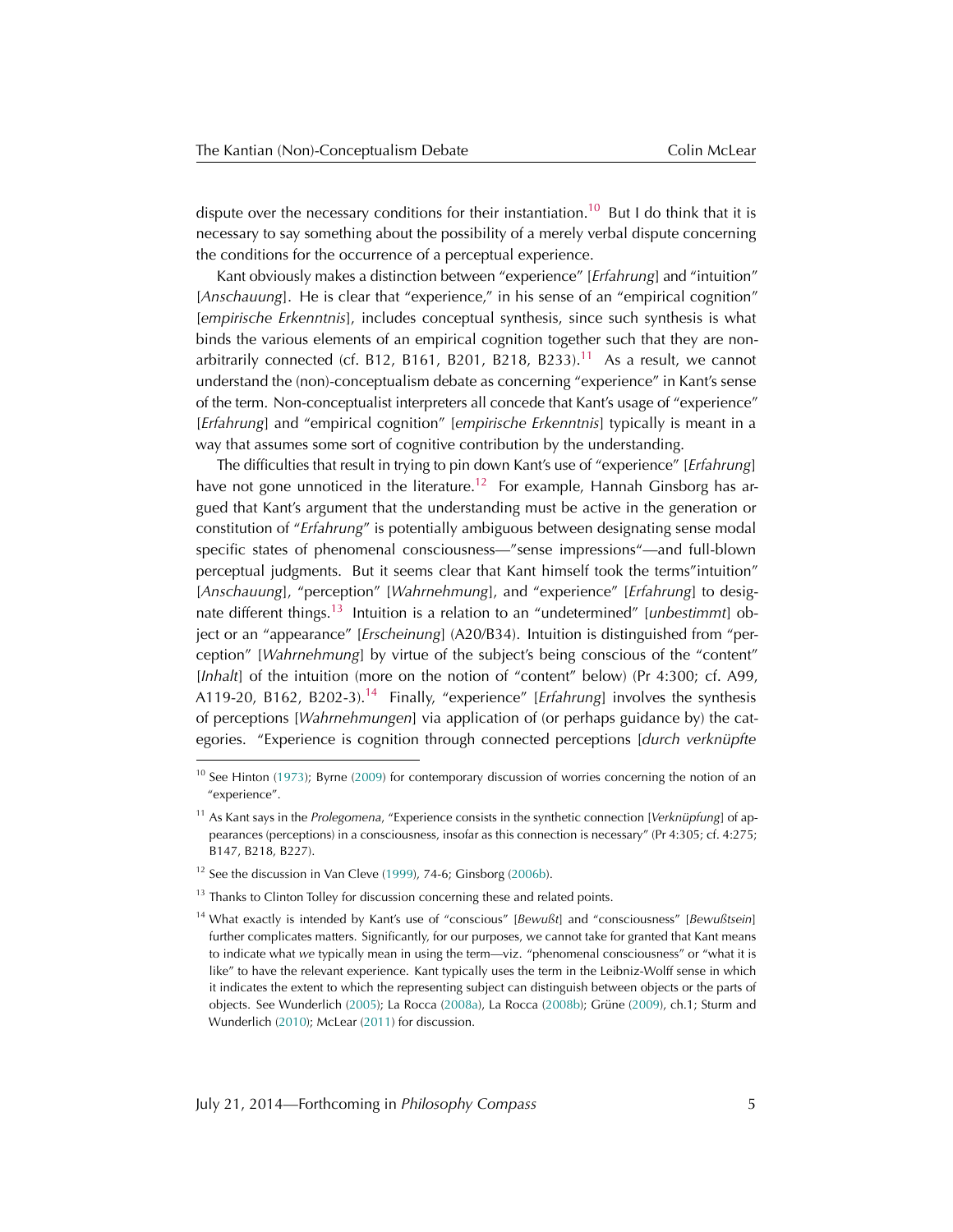dispute over the necessary conditions for their instantiation.[10] But I do think that it is necessary to say something about the possibility of a merely verbal dispute concerning the conditions for the occurrence of a perceptual experience.

Kant obviously makes a distinction between "experience" [*Erfahrung*] and "intuition" [*Anschauung*]. He is clear that "experience," in his sense of an "empirical cognition" [*empirische Erkenntnis*], includes conceptual synthesis, since such synthesis is what binds the various elements of an empirical cognition together such that they are non-arbitrarily connected (cf. B12, B161, B201, B218, B233).[11] As a result, we cannot understand the (non)-conceptualism debate as concerning "experience" in Kant's sense of the term. Non-conceptualist interpreters all concede that Kant's usage of "experience" [*Erfahrung*] and "empirical cognition" [*empirische Erkenntnis*] typically is meant in a way that assumes some sort of cognitive contribution by the understanding.

The difficulties that result in trying to pin down Kant's use of "experience" [*Erfahrung*] have not gone unnoticed in the literature.[12] For example, Hannah Ginsborg has argued that Kant's argument that the understanding must be active in the generation or constitution of "*Erfahrung*" is potentially ambiguous between designating sense modal specific states of phenomenal consciousness—"sense impressions"—and full-blown perceptual judgments. But it seems clear that Kant himself took the terms"intuition" [*Anschauung*], "perception" [*Wahrnehmung*], and "experience" [*Erfahrung*] to designate different things.[13] Intuition is a relation to an "undetermined" [*unbestimmt*] object or an "appearance" [*Erscheinung*] (A20/B34). Intuition is distinguished from "perception" [*Wahrnehmung*] by virtue of the subject's being conscious of the "content" [*Inhalt*] of the intuition (more on the notion of "content" below) (Pr 4:300; cf. A99, A119-20, B162, B202-3).[14] Finally, "experience" [*Erfahrung*] involves the synthesis of perceptions [*Wahrnehmungen*] via application of (or perhaps guidance by) the categories. "Experience is cognition through connected perceptions [*durch verknüpfte*

---

[10] See Hinton (1973); Byrne (2009) for contemporary discussion of worries concerning the notion of an "experience".

[11] As Kant says in the *Prolegomena*, "Experience consists in the synthetic connection [*Verknüpfung*] of appearances (perceptions) in a consciousness, insofar as this connection is necessary" (Pr 4:305; cf. 4:275; B147, B218, B227).

[12] See the discussion in Van Cleve (1999), 74-6; Ginsborg (2006b).

[13] Thanks to Clinton Tolley for discussion concerning these and related points.

[14] What exactly is intended by Kant's use of "conscious" [*Bewußt*] and "consciousness" [*Bewußtsein*] further complicates matters. Significantly, for our purposes, we cannot take for granted that Kant means to indicate what *we* typically mean in using the term—viz. "phenomenal consciousness" or "what it is like" to have the relevant experience. Kant typically uses the term in the Leibniz-Wolff sense in which it indicates the extent to which the representing subject can distinguish between objects or the parts of objects. See Wunderlich (2005); La Rocca (2008a), La Rocca (2008b); Grüne (2009), ch.1; Sturm and Wunderlich (2010); McLear (2011) for discussion.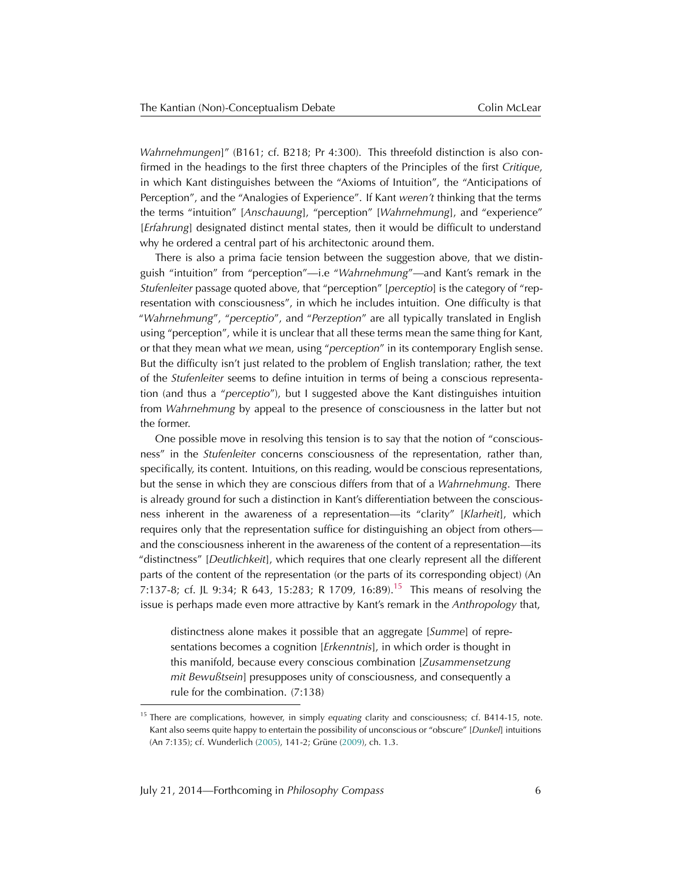*Wahrnehmungen*]" (B161; cf. B218; Pr 4:300). This threefold distinction is also confirmed in the headings to the first three chapters of the Principles of the first *Critique*, in which Kant distinguishes between the "Axioms of Intuition", the "Anticipations of Perception", and the "Analogies of Experience". If Kant *weren't* thinking that the terms the terms "intuition" [*Anschauung*], "perception" [*Wahrnehmung*], and "experience" [*Erfahrung*] designated distinct mental states, then it would be difficult to understand why he ordered a central part of his architectonic around them.

There is also a prima facie tension between the suggestion above, that we distinguish "intuition" from "perception"—i.e "*Wahrnehmung*"—and Kant's remark in the *Stufenleiter* passage quoted above, that "perception" [*perceptio*] is the category of "representation with consciousness", in which he includes intuition. One difficulty is that "*Wahrnehmung*", "*perceptio*", and "*Perzeption*" are all typically translated in English using "perception", while it is unclear that all these terms mean the same thing for Kant, or that they mean what *we* mean, using "*perception*" in its contemporary English sense. But the difficulty isn't just related to the problem of English translation; rather, the text of the *Stufenleiter* seems to define intuition in terms of being a conscious representation (and thus a "*perceptio*"), but I suggested above the Kant distinguishes intuition from *Wahrnehmung* by appeal to the presence of consciousness in the latter but not the former.

One possible move in resolving this tension is to say that the notion of "consciousness" in the *Stufenleiter* concerns consciousness of the representation, rather than, specifically, its content. Intuitions, on this reading, would be conscious representations, but the sense in which they are conscious differs from that of a *Wahrnehmung*. There is already ground for such a distinction in Kant's differentiation between the consciousness inherent in the awareness of a representation—its "clarity" [*Klarheit*], which requires only that the representation suffice for distinguishing an object from others—and the consciousness inherent in the awareness of the content of a representation—its "distinctness" [*Deutlichkeit*], which requires that one clearly represent all the different parts of the content of the representation (or the parts of its corresponding object) (An 7:137-8; cf. JL 9:34; R 643, 15:283; R 1709, 16:89).[15] This means of resolving the issue is perhaps made even more attractive by Kant's remark in the *Anthropology* that,

> distinctness alone makes it possible that an aggregate [*Summe*] of representations becomes a cognition [*Erkenntnis*], in which order is thought in this manifold, because every conscious combination [*Zusammensetzung mit Bewußtsein*] presupposes unity of consciousness, and consequently a rule for the combination. (7:138)

[15] There are complications, however, in simply *equating* clarity and consciousness; cf. B414-15, note. Kant also seems quite happy to entertain the possibility of unconscious or "obscure" [*Dunkel*] intuitions (An 7:135); cf. Wunderlich (2005), 141-2; Grüne (2009), ch. 1.3.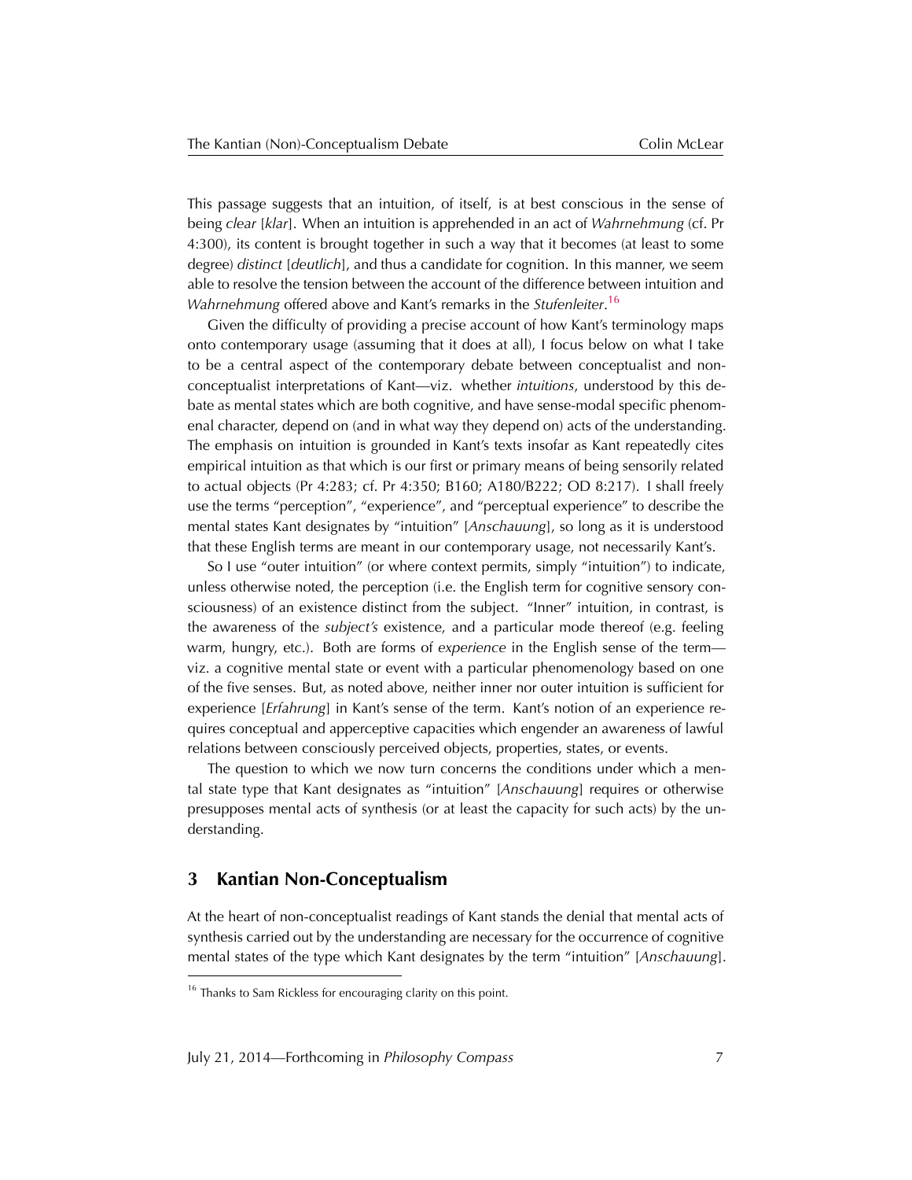This passage suggests that an intuition, of itself, is at best conscious in the sense of being *clear* [*klar*]. When an intuition is apprehended in an act of *Wahrnehmung* (cf. Pr 4:300), its content is brought together in such a way that it becomes (at least to some degree) *distinct* [*deutlich*], and thus a candidate for cognition. In this manner, we seem able to resolve the tension between the account of the difference between intuition and *Wahrnehmung* offered above and Kant's remarks in the *Stufenleiter*.[16]

Given the difficulty of providing a precise account of how Kant's terminology maps onto contemporary usage (assuming that it does at all), I focus below on what I take to be a central aspect of the contemporary debate between conceptualist and non-conceptualist interpretations of Kant—viz. whether *intuitions*, understood by this debate as mental states which are both cognitive, and have sense-modal specific phenomenal character, depend on (and in what way they depend on) acts of the understanding. The emphasis on intuition is grounded in Kant's texts insofar as Kant repeatedly cites empirical intuition as that which is our first or primary means of being sensorily related to actual objects (Pr 4:283; cf. Pr 4:350; B160; A180/B222; OD 8:217). I shall freely use the terms "perception", "experience", and "perceptual experience" to describe the mental states Kant designates by "intuition" [*Anschauung*], so long as it is understood that these English terms are meant in our contemporary usage, not necessarily Kant's.

So I use "outer intuition" (or where context permits, simply "intuition") to indicate, unless otherwise noted, the perception (i.e. the English term for cognitive sensory consciousness) of an existence distinct from the subject. "Inner" intuition, in contrast, is the awareness of the *subject's* existence, and a particular mode thereof (e.g. feeling warm, hungry, etc.). Both are forms of *experience* in the English sense of the term—viz. a cognitive mental state or event with a particular phenomenology based on one of the five senses. But, as noted above, neither inner nor outer intuition is sufficient for experience [*Erfahrung*] in Kant's sense of the term. Kant's notion of an experience requires conceptual and apperceptive capacities which engender an awareness of lawful relations between consciously perceived objects, properties, states, or events.

The question to which we now turn concerns the conditions under which a mental state type that Kant designates as "intuition" [*Anschauung*] requires or otherwise presupposes mental acts of synthesis (or at least the capacity for such acts) by the understanding.

## 3 Kantian Non-Conceptualism

At the heart of non-conceptualist readings of Kant stands the denial that mental acts of synthesis carried out by the understanding are necessary for the occurrence of cognitive mental states of the type which Kant designates by the term "intuition" [*Anschauung*].

[16] Thanks to Sam Rickless for encouraging clarity on this point.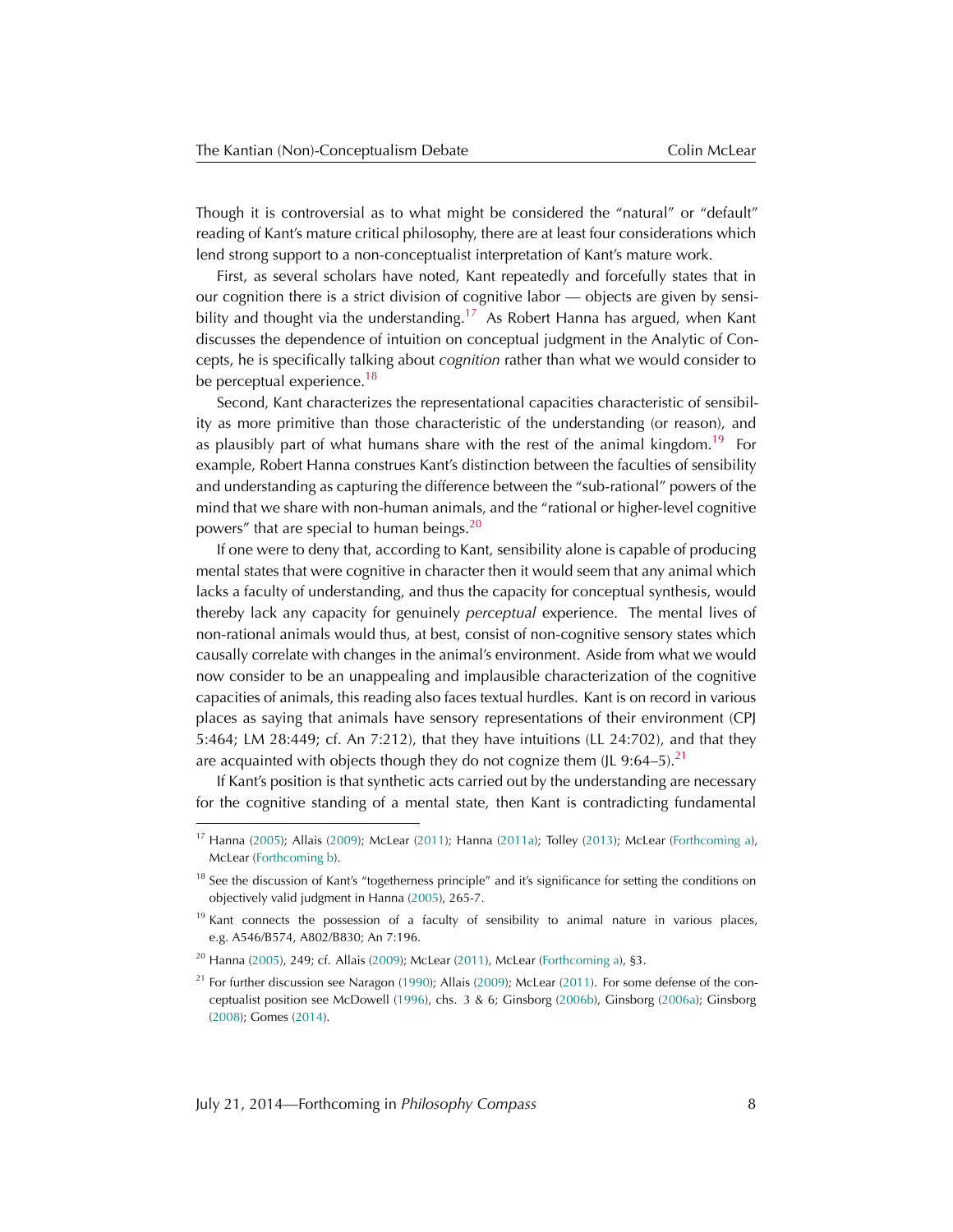Though it is controversial as to what might be considered the "natural" or "default" reading of Kant's mature critical philosophy, there are at least four considerations which lend strong support to a non-conceptualist interpretation of Kant's mature work.

First, as several scholars have noted, Kant repeatedly and forcefully states that in our cognition there is a strict division of cognitive labor — objects are given by sensibility and thought via the understanding.[17] As Robert Hanna has argued, when Kant discusses the dependence of intuition on conceptual judgment in the Analytic of Concepts, he is specifically talking about *cognition* rather than what we would consider to be perceptual experience.[18]

Second, Kant characterizes the representational capacities characteristic of sensibility as more primitive than those characteristic of the understanding (or reason), and as plausibly part of what humans share with the rest of the animal kingdom.[19] For example, Robert Hanna construes Kant's distinction between the faculties of sensibility and understanding as capturing the difference between the "sub-rational" powers of the mind that we share with non-human animals, and the "rational or higher-level cognitive powers" that are special to human beings.[20]

If one were to deny that, according to Kant, sensibility alone is capable of producing mental states that were cognitive in character then it would seem that any animal which lacks a faculty of understanding, and thus the capacity for conceptual synthesis, would thereby lack any capacity for genuinely *perceptual* experience. The mental lives of non-rational animals would thus, at best, consist of non-cognitive sensory states which causally correlate with changes in the animal's environment. Aside from what we would now consider to be an unappealing and implausible characterization of the cognitive capacities of animals, this reading also faces textual hurdles. Kant is on record in various places as saying that animals have sensory representations of their environment (CPJ 5:464; LM 28:449; cf. An 7:212), that they have intuitions (LL 24:702), and that they are acquainted with objects though they do not cognize them (JL 9:64–5).[21]

If Kant's position is that synthetic acts carried out by the understanding are necessary for the cognitive standing of a mental state, then Kant is contradicting fundamental

---

[17] Hanna (2005); Allais (2009); McLear (2011); Hanna (2011a); Tolley (2013); McLear (Forthcoming a), McLear (Forthcoming b).

[18] See the discussion of Kant's "togetherness principle" and it's significance for setting the conditions on objectively valid judgment in Hanna (2005), 265-7.

[19] Kant connects the possession of a faculty of sensibility to animal nature in various places, e.g. A546/B574, A802/B830; An 7:196.

[20] Hanna (2005), 249; cf. Allais (2009); McLear (2011), McLear (Forthcoming a), §3.

[21] For further discussion see Naragon (1990); Allais (2009); McLear (2011). For some defense of the conceptualist position see McDowell (1996), chs. 3 & 6; Ginsborg (2006b), Ginsborg (2006a); Ginsborg (2008); Gomes (2014).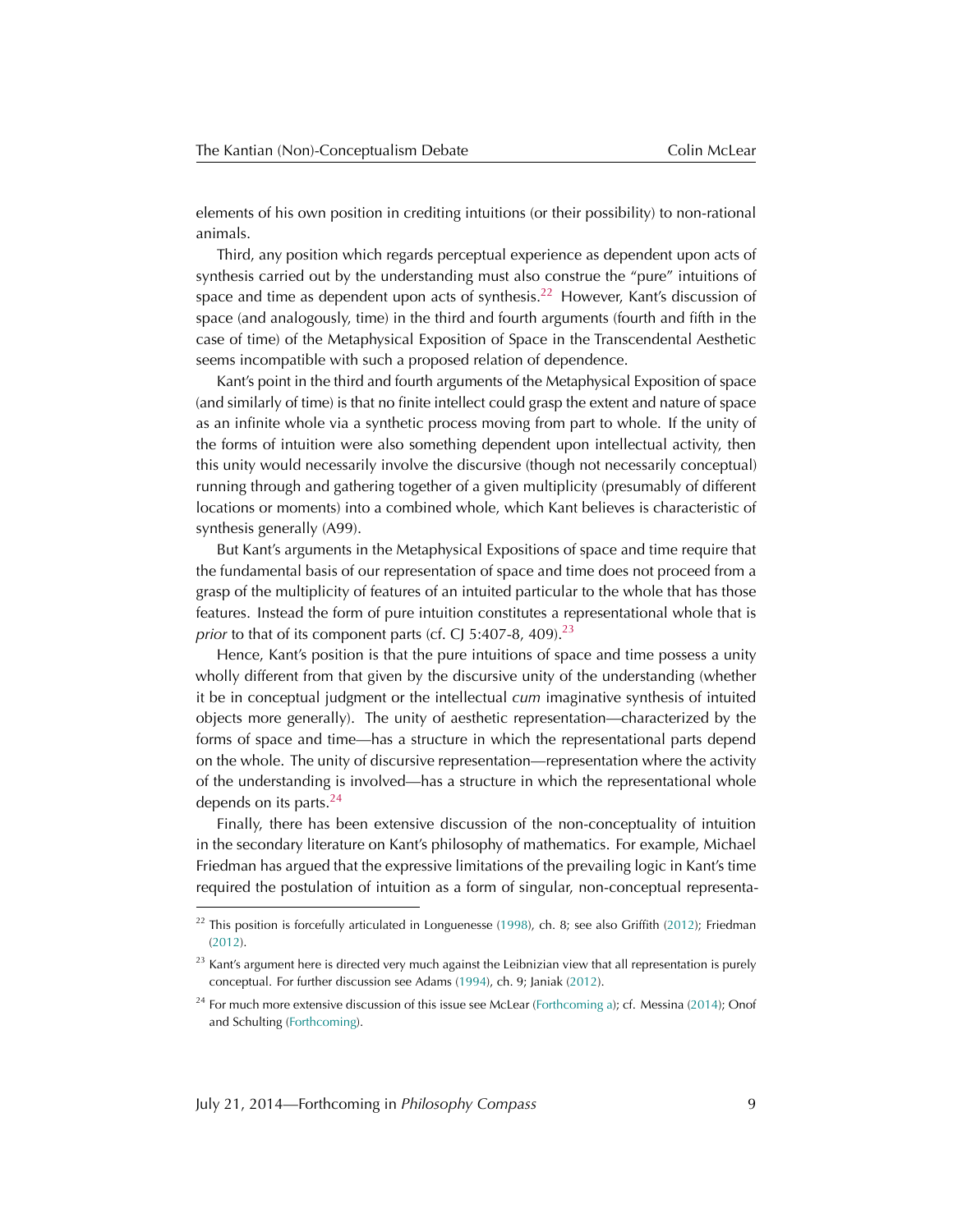elements of his own position in crediting intuitions (or their possibility) to non-rational animals.

Third, any position which regards perceptual experience as dependent upon acts of synthesis carried out by the understanding must also construe the "pure" intuitions of space and time as dependent upon acts of synthesis.[22] However, Kant's discussion of space (and analogously, time) in the third and fourth arguments (fourth and fifth in the case of time) of the Metaphysical Exposition of Space in the Transcendental Aesthetic seems incompatible with such a proposed relation of dependence.

Kant's point in the third and fourth arguments of the Metaphysical Exposition of space (and similarly of time) is that no finite intellect could grasp the extent and nature of space as an infinite whole via a synthetic process moving from part to whole. If the unity of the forms of intuition were also something dependent upon intellectual activity, then this unity would necessarily involve the discursive (though not necessarily conceptual) running through and gathering together of a given multiplicity (presumably of different locations or moments) into a combined whole, which Kant believes is characteristic of synthesis generally (A99).

But Kant's arguments in the Metaphysical Expositions of space and time require that the fundamental basis of our representation of space and time does not proceed from a grasp of the multiplicity of features of an intuited particular to the whole that has those features. Instead the form of pure intuition constitutes a representational whole that is *prior* to that of its component parts (cf. CJ 5:407-8, 409).[23]

Hence, Kant's position is that the pure intuitions of space and time possess a unity wholly different from that given by the discursive unity of the understanding (whether it be in conceptual judgment or the intellectual *cum* imaginative synthesis of intuited objects more generally). The unity of aesthetic representation—characterized by the forms of space and time—has a structure in which the representational parts depend on the whole. The unity of discursive representation—representation where the activity of the understanding is involved—has a structure in which the representational whole depends on its parts.[24]

Finally, there has been extensive discussion of the non-conceptuality of intuition in the secondary literature on Kant's philosophy of mathematics. For example, Michael Friedman has argued that the expressive limitations of the prevailing logic in Kant's time required the postulation of intuition as a form of singular, non-conceptual representa-

[22] This position is forcefully articulated in Longuenesse (1998), ch. 8; see also Griffith (2012); Friedman (2012).

[23] Kant's argument here is directed very much against the Leibnizian view that all representation is purely conceptual. For further discussion see Adams (1994), ch. 9; Janiak (2012).

[24] For much more extensive discussion of this issue see McLear (Forthcoming a); cf. Messina (2014); Onof and Schulting (Forthcoming).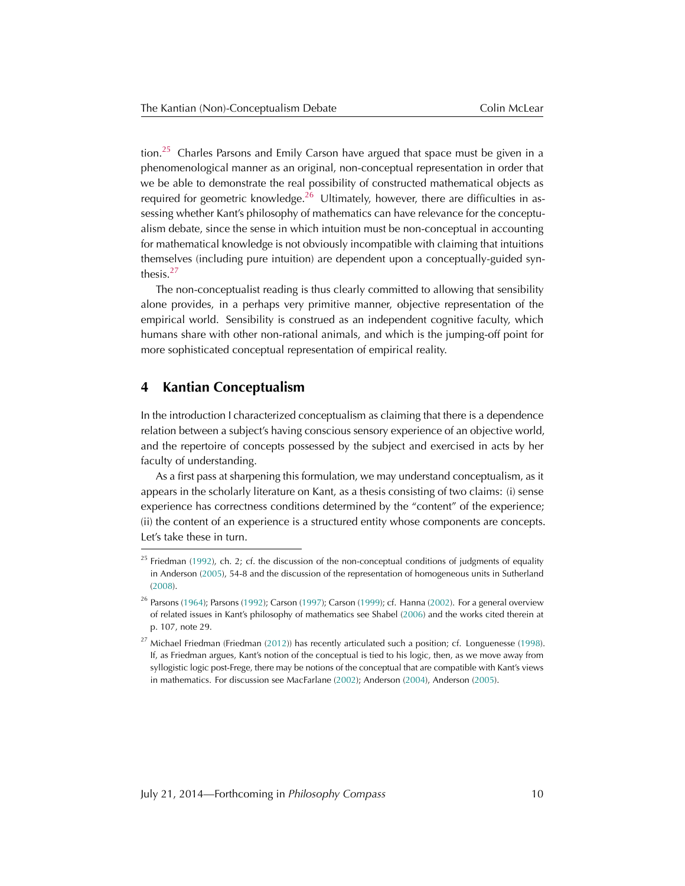tion.[25] Charles Parsons and Emily Carson have argued that space must be given in a phenomenological manner as an original, non-conceptual representation in order that we be able to demonstrate the real possibility of constructed mathematical objects as required for geometric knowledge.[26] Ultimately, however, there are difficulties in assessing whether Kant's philosophy of mathematics can have relevance for the conceptualism debate, since the sense in which intuition must be non-conceptual in accounting for mathematical knowledge is not obviously incompatible with claiming that intuitions themselves (including pure intuition) are dependent upon a conceptually-guided synthesis.[27]

The non-conceptualist reading is thus clearly committed to allowing that sensibility alone provides, in a perhaps very primitive manner, objective representation of the empirical world. Sensibility is construed as an independent cognitive faculty, which humans share with other non-rational animals, and which is the jumping-off point for more sophisticated conceptual representation of empirical reality.

## 4 Kantian Conceptualism

In the introduction I characterized conceptualism as claiming that there is a dependence relation between a subject's having conscious sensory experience of an objective world, and the repertoire of concepts possessed by the subject and exercised in acts by her faculty of understanding.

As a first pass at sharpening this formulation, we may understand conceptualism, as it appears in the scholarly literature on Kant, as a thesis consisting of two claims: (i) sense experience has correctness conditions determined by the "content" of the experience; (ii) the content of an experience is a structured entity whose components are concepts. Let's take these in turn.

---

[25] Friedman (1992), ch. 2; cf. the discussion of the non-conceptual conditions of judgments of equality in Anderson (2005), 54-8 and the discussion of the representation of homogeneous units in Sutherland (2008).

[26] Parsons (1964); Parsons (1992); Carson (1997); Carson (1999); cf. Hanna (2002). For a general overview of related issues in Kant's philosophy of mathematics see Shabel (2006) and the works cited therein at p. 107, note 29.

[27] Michael Friedman (Friedman (2012)) has recently articulated such a position; cf. Longuenesse (1998). If, as Friedman argues, Kant's notion of the conceptual is tied to his logic, then, as we move away from syllogistic logic post-Frege, there may be notions of the conceptual that are compatible with Kant's views in mathematics. For discussion see MacFarlane (2002); Anderson (2004), Anderson (2005).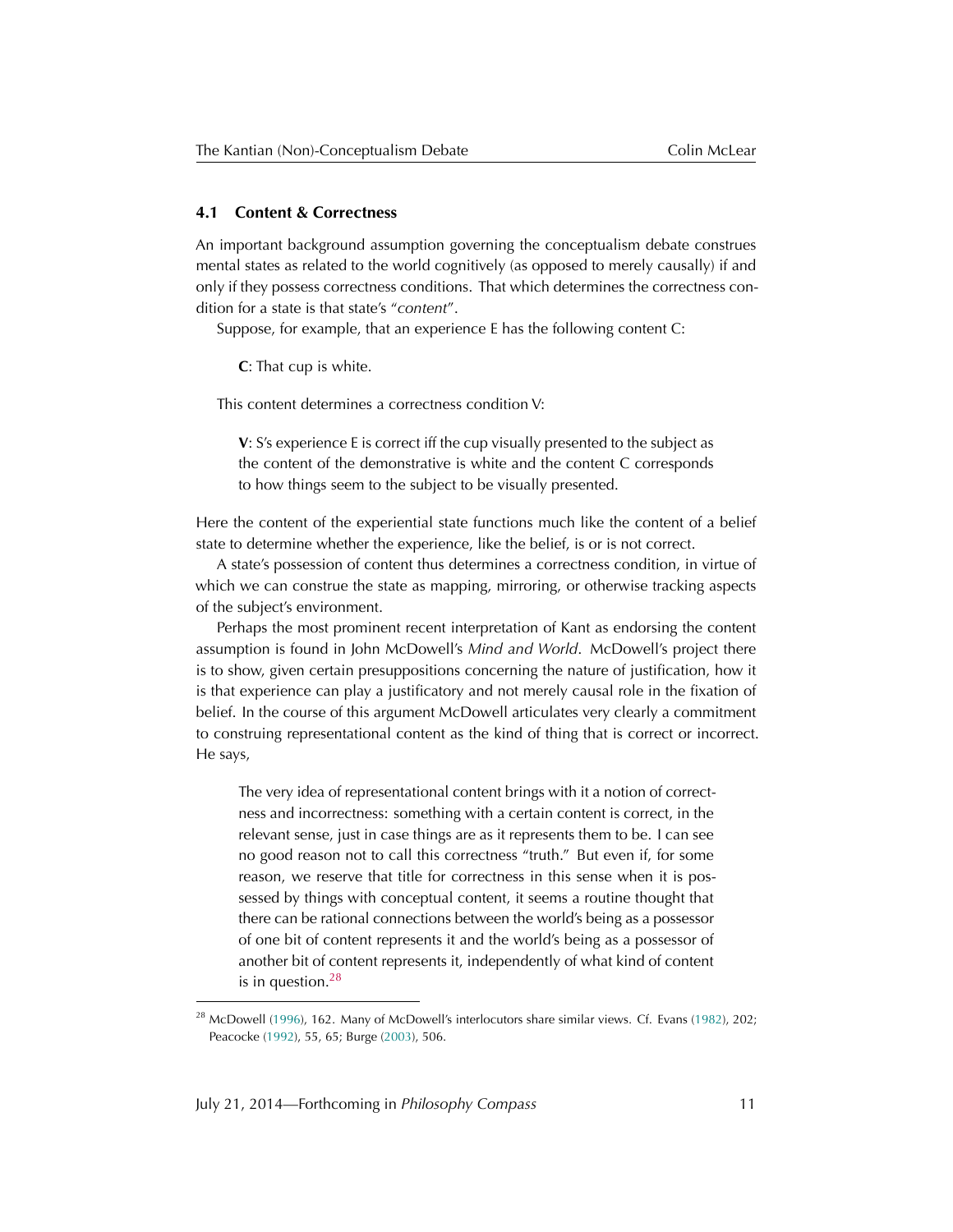### 4.1 Content & Correctness

An important background assumption governing the conceptualism debate construes mental states as related to the world cognitively (as opposed to merely causally) if and only if they possess correctness conditions. That which determines the correctness condition for a state is that state's "*content*".

Suppose, for example, that an experience E has the following content C:

> **C**: That cup is white.

This content determines a correctness condition V:

> **V**: S's experience E is correct iff the cup visually presented to the subject as the content of the demonstrative is white and the content C corresponds to how things seem to the subject to be visually presented.

Here the content of the experiential state functions much like the content of a belief state to determine whether the experience, like the belief, is or is not correct.

A state's possession of content thus determines a correctness condition, in virtue of which we can construe the state as mapping, mirroring, or otherwise tracking aspects of the subject's environment.

Perhaps the most prominent recent interpretation of Kant as endorsing the content assumption is found in John McDowell's *Mind and World*. McDowell's project there is to show, given certain presuppositions concerning the nature of justification, how it is that experience can play a justificatory and not merely causal role in the fixation of belief. In the course of this argument McDowell articulates very clearly a commitment to construing representational content as the kind of thing that is correct or incorrect. He says,

> The very idea of representational content brings with it a notion of correctness and incorrectness: something with a certain content is correct, in the relevant sense, just in case things are as it represents them to be. I can see no good reason not to call this correctness "truth." But even if, for some reason, we reserve that title for correctness in this sense when it is possessed by things with conceptual content, it seems a routine thought that there can be rational connections between the world's being as a possessor of one bit of content represents it and the world's being as a possessor of another bit of content represents it, independently of what kind of content is in question.[28]

---

[28] McDowell (1996), 162. Many of McDowell's interlocutors share similar views. Cf. Evans (1982), 202; Peacocke (1992), 55, 65; Burge (2003), 506.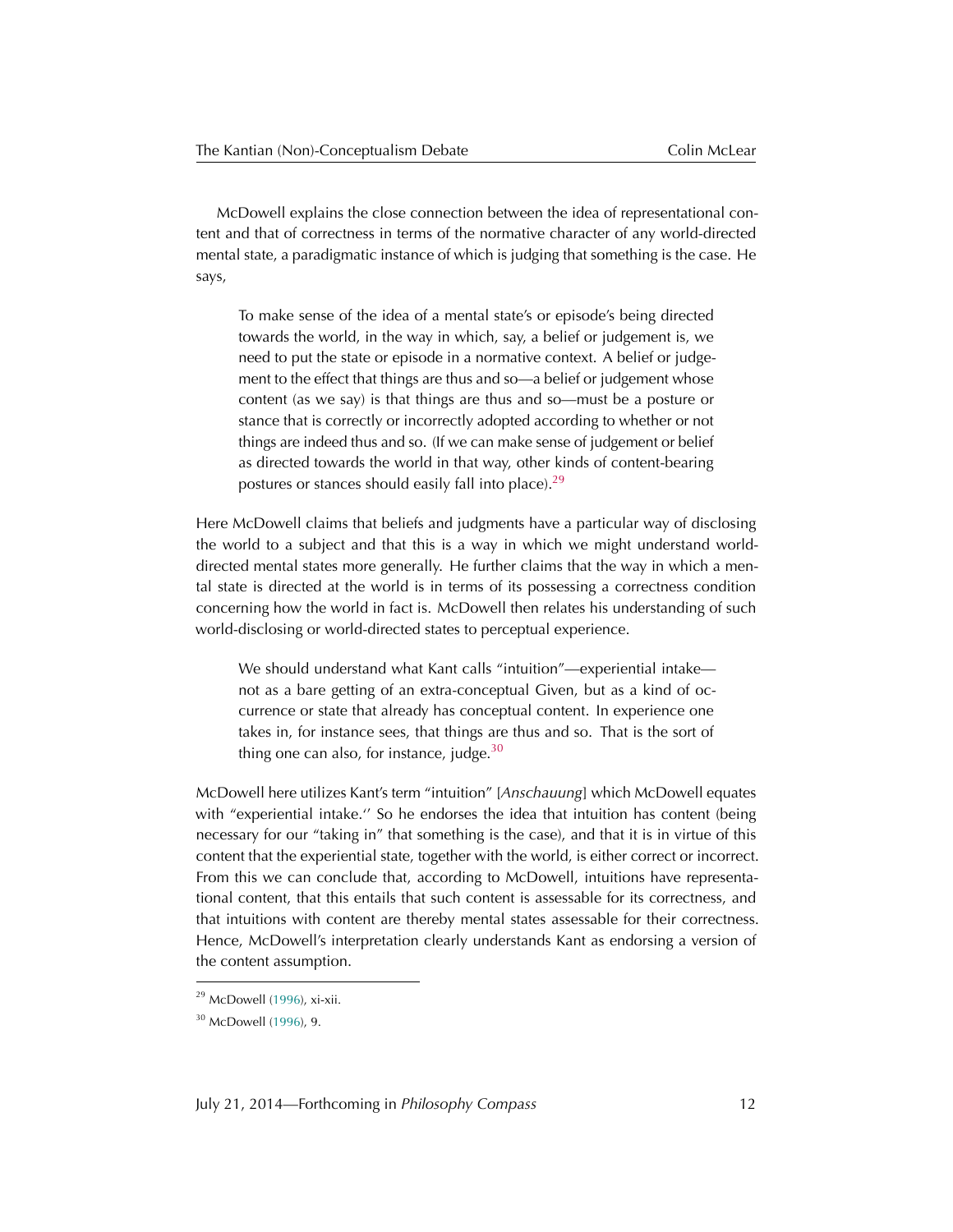McDowell explains the close connection between the idea of representational content and that of correctness in terms of the normative character of any world-directed mental state, a paradigmatic instance of which is judging that something is the case. He says,

> To make sense of the idea of a mental state's or episode's being directed towards the world, in the way in which, say, a belief or judgement is, we need to put the state or episode in a normative context. A belief or judgement to the effect that things are thus and so—a belief or judgement whose content (as we say) is that things are thus and so—must be a posture or stance that is correctly or incorrectly adopted according to whether or not things are indeed thus and so. (If we can make sense of judgement or belief as directed towards the world in that way, other kinds of content-bearing postures or stances should easily fall into place).[29]

Here McDowell claims that beliefs and judgments have a particular way of disclosing the world to a subject and that this is a way in which we might understand world-directed mental states more generally. He further claims that the way in which a mental state is directed at the world is in terms of its possessing a correctness condition concerning how the world in fact is. McDowell then relates his understanding of such world-disclosing or world-directed states to perceptual experience.

> We should understand what Kant calls "intuition"—experiential intake—not as a bare getting of an extra-conceptual Given, but as a kind of occurrence or state that already has conceptual content. In experience one takes in, for instance sees, that things are thus and so. That is the sort of thing one can also, for instance, judge.[30]

McDowell here utilizes Kant's term "intuition" [*Anschauung*] which McDowell equates with "experiential intake.'' So he endorses the idea that intuition has content (being necessary for our "taking in" that something is the case), and that it is in virtue of this content that the experiential state, together with the world, is either correct or incorrect. From this we can conclude that, according to McDowell, intuitions have representational content, that this entails that such content is assessable for its correctness, and that intuitions with content are thereby mental states assessable for their correctness. Hence, McDowell's interpretation clearly understands Kant as endorsing a version of the content assumption.

[29] McDowell (1996), xi-xii.

[30] McDowell (1996), 9.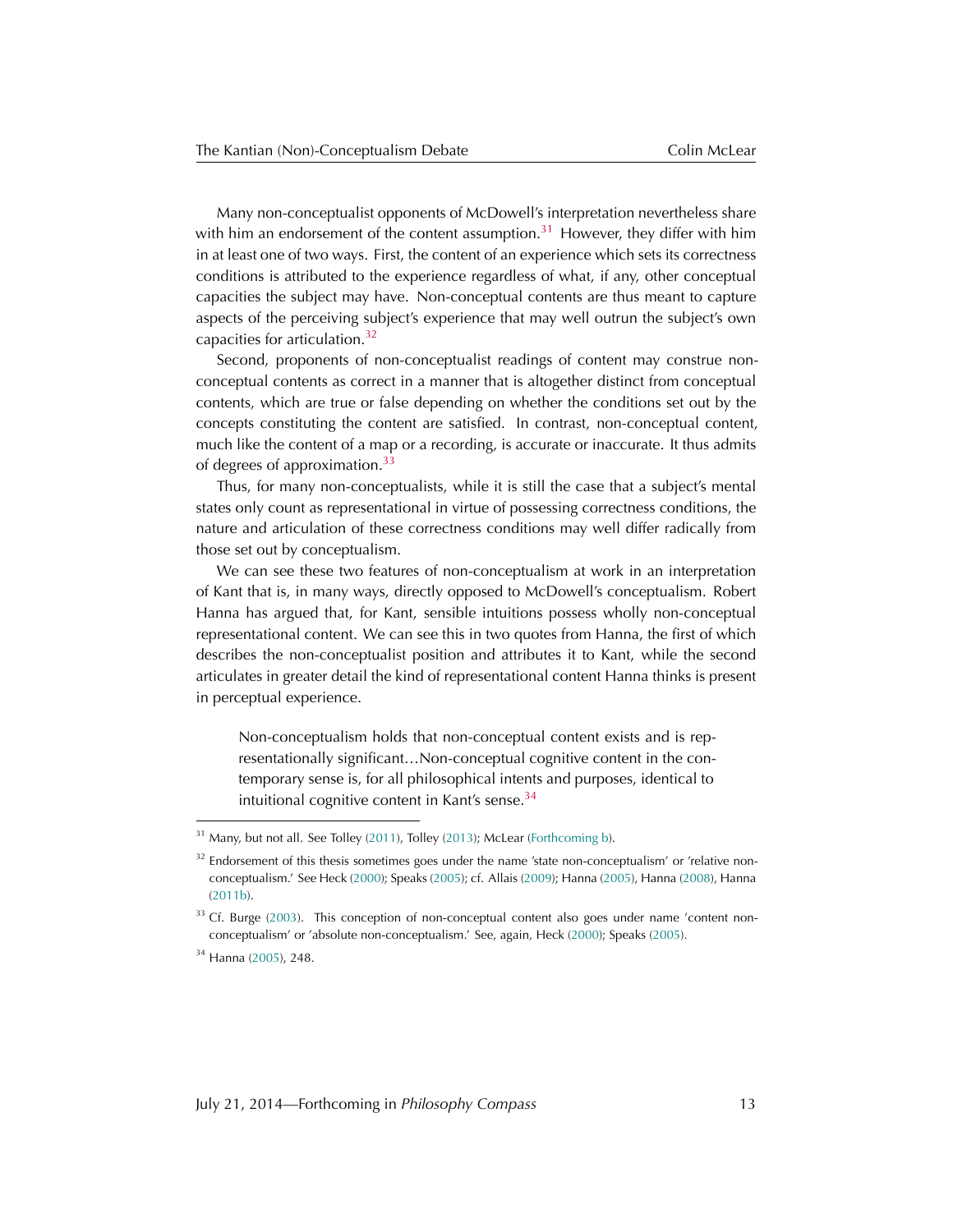Many non-conceptualist opponents of McDowell's interpretation nevertheless share with him an endorsement of the content assumption.[31] However, they differ with him in at least one of two ways. First, the content of an experience which sets its correctness conditions is attributed to the experience regardless of what, if any, other conceptual capacities the subject may have. Non-conceptual contents are thus meant to capture aspects of the perceiving subject's experience that may well outrun the subject's own capacities for articulation.[32]

Second, proponents of non-conceptualist readings of content may construe non-conceptual contents as correct in a manner that is altogether distinct from conceptual contents, which are true or false depending on whether the conditions set out by the concepts constituting the content are satisfied. In contrast, non-conceptual content, much like the content of a map or a recording, is accurate or inaccurate. It thus admits of degrees of approximation.[33]

Thus, for many non-conceptualists, while it is still the case that a subject's mental states only count as representational in virtue of possessing correctness conditions, the nature and articulation of these correctness conditions may well differ radically from those set out by conceptualism.

We can see these two features of non-conceptualism at work in an interpretation of Kant that is, in many ways, directly opposed to McDowell's conceptualism. Robert Hanna has argued that, for Kant, sensible intuitions possess wholly non-conceptual representational content. We can see this in two quotes from Hanna, the first of which describes the non-conceptualist position and attributes it to Kant, while the second articulates in greater detail the kind of representational content Hanna thinks is present in perceptual experience.

> Non-conceptualism holds that non-conceptual content exists and is representationally significant…Non-conceptual cognitive content in the contemporary sense is, for all philosophical intents and purposes, identical to intuitional cognitive content in Kant's sense.[34]

---

[31] Many, but not all. See Tolley (2011), Tolley (2013); McLear (Forthcoming b).

[32] Endorsement of this thesis sometimes goes under the name 'state non-conceptualism' or 'relative non-conceptualism.' See Heck (2000); Speaks (2005); cf. Allais (2009); Hanna (2005), Hanna (2008), Hanna (2011b).

[33] Cf. Burge (2003). This conception of non-conceptual content also goes under name 'content non-conceptualism' or 'absolute non-conceptualism.' See, again, Heck (2000); Speaks (2005).

[34] Hanna (2005), 248.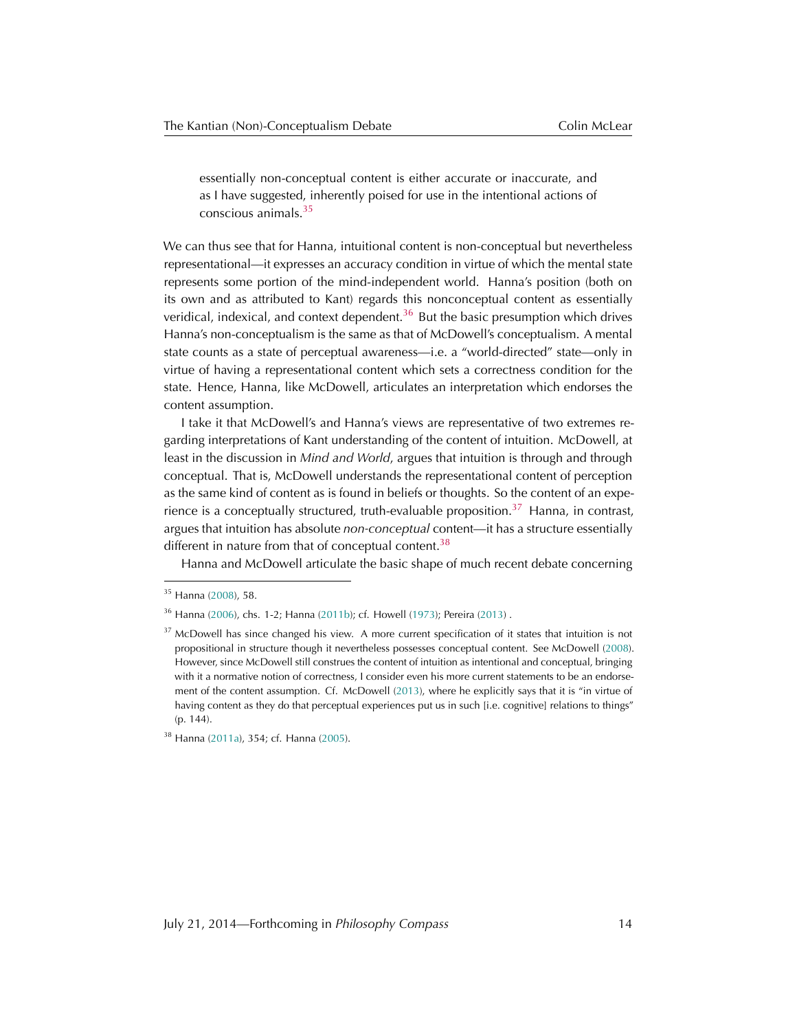> essentially non-conceptual content is either accurate or inaccurate, and as I have suggested, inherently poised for use in the intentional actions of conscious animals.[35]

We can thus see that for Hanna, intuitional content is non-conceptual but nevertheless representational—it expresses an accuracy condition in virtue of which the mental state represents some portion of the mind-independent world. Hanna's position (both on its own and as attributed to Kant) regards this nonconceptual content as essentially veridical, indexical, and context dependent.[36] But the basic presumption which drives Hanna's non-conceptualism is the same as that of McDowell's conceptualism. A mental state counts as a state of perceptual awareness—i.e. a "world-directed" state—only in virtue of having a representational content which sets a correctness condition for the state. Hence, Hanna, like McDowell, articulates an interpretation which endorses the content assumption.

I take it that McDowell's and Hanna's views are representative of two extremes regarding interpretations of Kant understanding of the content of intuition. McDowell, at least in the discussion in *Mind and World*, argues that intuition is through and through conceptual. That is, McDowell understands the representational content of perception as the same kind of content as is found in beliefs or thoughts. So the content of an experience is a conceptually structured, truth-evaluable proposition.[37] Hanna, in contrast, argues that intuition has absolute *non-conceptual* content—it has a structure essentially different in nature from that of conceptual content.[38]

Hanna and McDowell articulate the basic shape of much recent debate concerning

---

[35] Hanna (2008), 58.

[36] Hanna (2006), chs. 1-2; Hanna (2011b); cf. Howell (1973); Pereira (2013) .

[37] McDowell has since changed his view. A more current specification of it states that intuition is not propositional in structure though it nevertheless possesses conceptual content. See McDowell (2008). However, since McDowell still construes the content of intuition as intentional and conceptual, bringing with it a normative notion of correctness, I consider even his more current statements to be an endorsement of the content assumption. Cf. McDowell (2013), where he explicitly says that it is "in virtue of having content as they do that perceptual experiences put us in such [i.e. cognitive] relations to things" (p. 144).

[38] Hanna (2011a), 354; cf. Hanna (2005).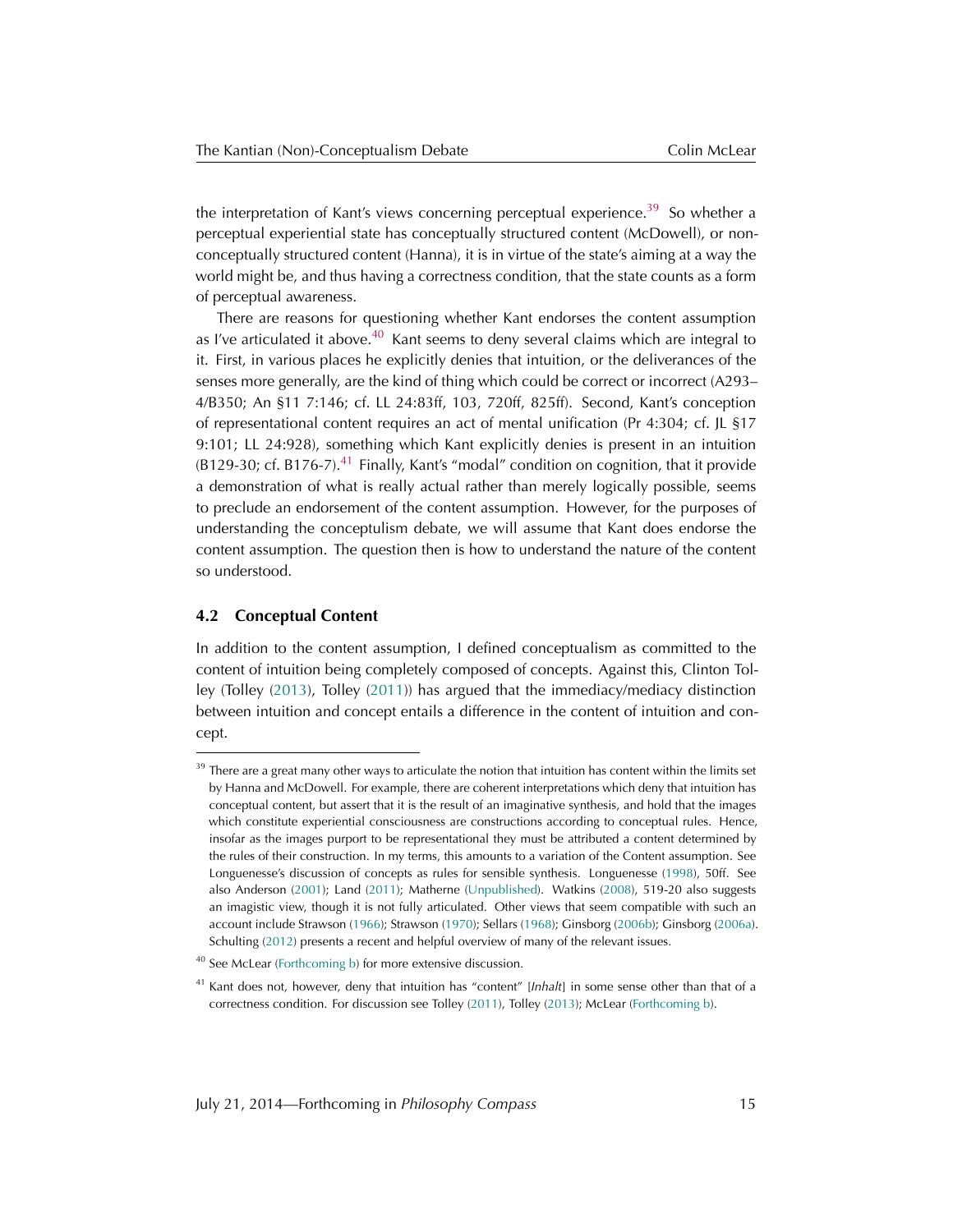the interpretation of Kant's views concerning perceptual experience.[39] So whether a perceptual experiential state has conceptually structured content (McDowell), or non-conceptually structured content (Hanna), it is in virtue of the state's aiming at a way the world might be, and thus having a correctness condition, that the state counts as a form of perceptual awareness.

There are reasons for questioning whether Kant endorses the content assumption as I've articulated it above.[40] Kant seems to deny several claims which are integral to it. First, in various places he explicitly denies that intuition, or the deliverances of the senses more generally, are the kind of thing which could be correct or incorrect (A293–4/B350; An §11 7:146; cf. LL 24:83ff, 103, 720ff, 825ff). Second, Kant's conception of representational content requires an act of mental unification (Pr 4:304; cf. JL §17 9:101; LL 24:928), something which Kant explicitly denies is present in an intuition (B129-30; cf. B176-7).[41] Finally, Kant's "modal" condition on cognition, that it provide a demonstration of what is really actual rather than merely logically possible, seems to preclude an endorsement of the content assumption. However, for the purposes of understanding the conceptulism debate, we will assume that Kant does endorse the content assumption. The question then is how to understand the nature of the content so understood.

### 4.2 Conceptual Content

In addition to the content assumption, I defined conceptualism as committed to the content of intuition being completely composed of concepts. Against this, Clinton Tolley (Tolley (2013), Tolley (2011)) has argued that the immediacy/mediacy distinction between intuition and concept entails a difference in the content of intuition and concept.

---

[39] There are a great many other ways to articulate the notion that intuition has content within the limits set by Hanna and McDowell. For example, there are coherent interpretations which deny that intuition has conceptual content, but assert that it is the result of an imaginative synthesis, and hold that the images which constitute experiential consciousness are constructions according to conceptual rules. Hence, insofar as the images purport to be representational they must be attributed a content determined by the rules of their construction. In my terms, this amounts to a variation of the Content assumption. See Longuenesse's discussion of concepts as rules for sensible synthesis. Longuenesse (1998), 50ff. See also Anderson (2001); Land (2011); Matherne (Unpublished). Watkins (2008), 519-20 also suggests an imagistic view, though it is not fully articulated. Other views that seem compatible with such an account include Strawson (1966); Strawson (1970); Sellars (1968); Ginsborg (2006b); Ginsborg (2006a). Schulting (2012) presents a recent and helpful overview of many of the relevant issues.

[40] See McLear (Forthcoming b) for more extensive discussion.

[41] Kant does not, however, deny that intuition has "content" [*Inhalt*] in some sense other than that of a correctness condition. For discussion see Tolley (2011), Tolley (2013); McLear (Forthcoming b).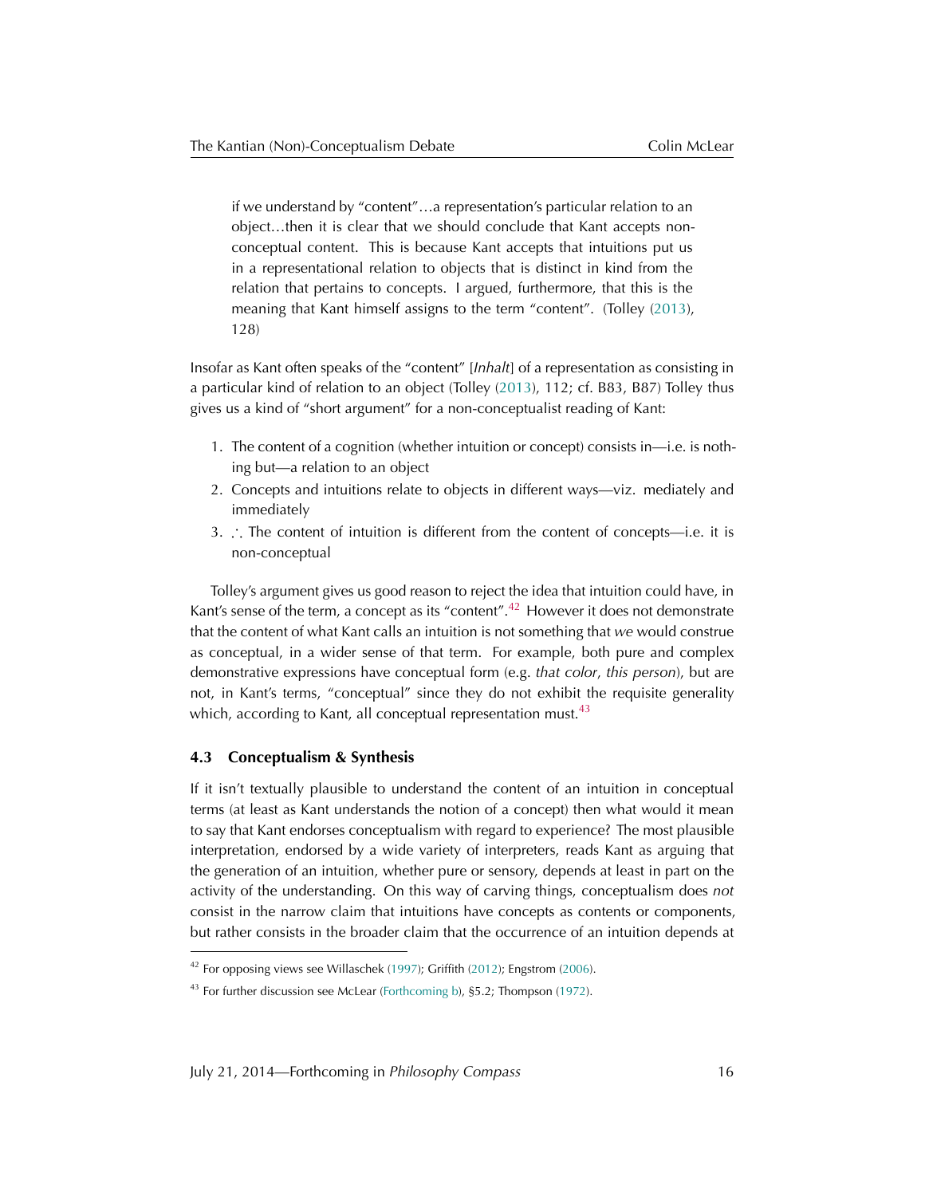> if we understand by "content"…a representation's particular relation to an object…then it is clear that we should conclude that Kant accepts non-conceptual content. This is because Kant accepts that intuitions put us in a representational relation to objects that is distinct in kind from the relation that pertains to concepts. I argued, furthermore, that this is the meaning that Kant himself assigns to the term "content". (Tolley (2013), 128)

Insofar as Kant often speaks of the "content" [*Inhalt*] of a representation as consisting in a particular kind of relation to an object (Tolley (2013), 112; cf. B83, B87) Tolley thus gives us a kind of "short argument" for a non-conceptualist reading of Kant:

1. The content of a cognition (whether intuition or concept) consists in—i.e. is nothing but—a relation to an object
2. Concepts and intuitions relate to objects in different ways—viz. mediately and immediately
3. ∴ The content of intuition is different from the content of concepts—i.e. it is non-conceptual

Tolley's argument gives us good reason to reject the idea that intuition could have, in Kant's sense of the term, a concept as its "content".[42] However it does not demonstrate that the content of what Kant calls an intuition is not something that *we* would construe as conceptual, in a wider sense of that term. For example, both pure and complex demonstrative expressions have conceptual form (e.g. *that color*, *this person*), but are not, in Kant's terms, "conceptual" since they do not exhibit the requisite generality which, according to Kant, all conceptual representation must.[43]

### 4.3 Conceptualism & Synthesis

If it isn't textually plausible to understand the content of an intuition in conceptual terms (at least as Kant understands the notion of a concept) then what would it mean to say that Kant endorses conceptualism with regard to experience? The most plausible interpretation, endorsed by a wide variety of interpreters, reads Kant as arguing that the generation of an intuition, whether pure or sensory, depends at least in part on the activity of the understanding. On this way of carving things, conceptualism does *not* consist in the narrow claim that intuitions have concepts as contents or components, but rather consists in the broader claim that the occurrence of an intuition depends at

[42] For opposing views see Willaschek (1997); Griffith (2012); Engstrom (2006).

[43] For further discussion see McLear (Forthcoming b), §5.2; Thompson (1972).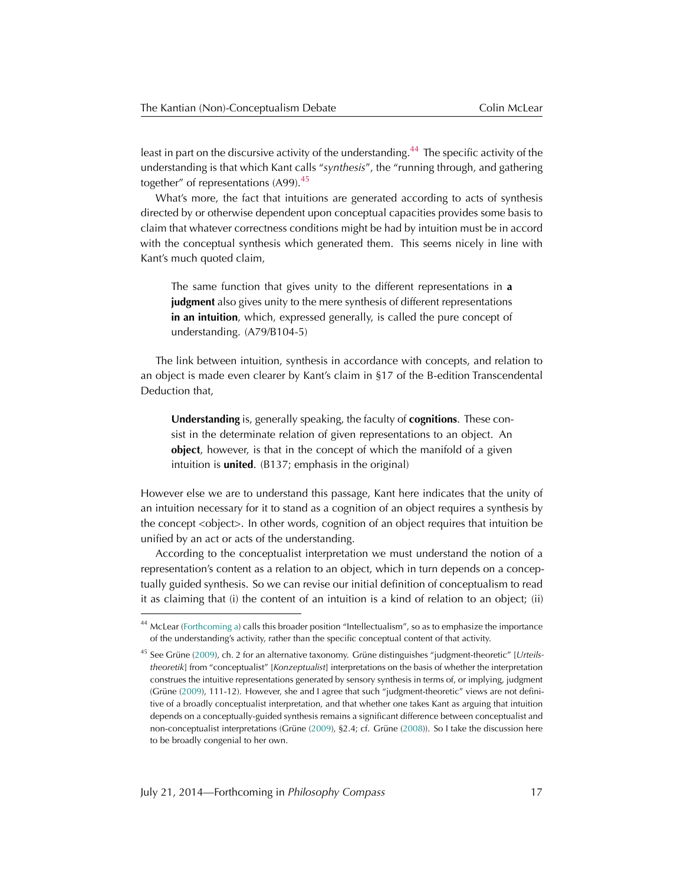least in part on the discursive activity of the understanding.[44] The specific activity of the understanding is that which Kant calls "*synthesis*", the "running through, and gathering together" of representations (A99).[45]

What's more, the fact that intuitions are generated according to acts of synthesis directed by or otherwise dependent upon conceptual capacities provides some basis to claim that whatever correctness conditions might be had by intuition must be in accord with the conceptual synthesis which generated them. This seems nicely in line with Kant's much quoted claim,

> The same function that gives unity to the different representations in **a judgment** also gives unity to the mere synthesis of different representations **in an intuition**, which, expressed generally, is called the pure concept of understanding. (A79/B104-5)

The link between intuition, synthesis in accordance with concepts, and relation to an object is made even clearer by Kant's claim in §17 of the B-edition Transcendental Deduction that,

> **Understanding** is, generally speaking, the faculty of **cognitions**. These consist in the determinate relation of given representations to an object. An **object**, however, is that in the concept of which the manifold of a given intuition is **united**. (B137; emphasis in the original)

However else we are to understand this passage, Kant here indicates that the unity of an intuition necessary for it to stand as a cognition of an object requires a synthesis by the concept <object>. In other words, cognition of an object requires that intuition be unified by an act or acts of the understanding.

According to the conceptualist interpretation we must understand the notion of a representation's content as a relation to an object, which in turn depends on a conceptually guided synthesis. So we can revise our initial definition of conceptualism to read it as claiming that (i) the content of an intuition is a kind of relation to an object; (ii)

---

[44] McLear (Forthcoming a) calls this broader position "Intellectualism", so as to emphasize the importance of the understanding's activity, rather than the specific conceptual content of that activity.

[45] See Grüne (2009), ch. 2 for an alternative taxonomy. Grüne distinguishes "judgment-theoretic" [*Urteilstheoretik*] from "conceptualist" [*Konzeptualist*] interpretations on the basis of whether the interpretation construes the intuitive representations generated by sensory synthesis in terms of, or implying, judgment (Grüne (2009), 111-12). However, she and I agree that such "judgment-theoretic" views are not definitive of a broadly conceptualist interpretation, and that whether one takes Kant as arguing that intuition depends on a conceptually-guided synthesis remains a significant difference between conceptualist and non-conceptualist interpretations (Grüne (2009), §2.4; cf. Grüne (2008)). So I take the discussion here to be broadly congenial to her own.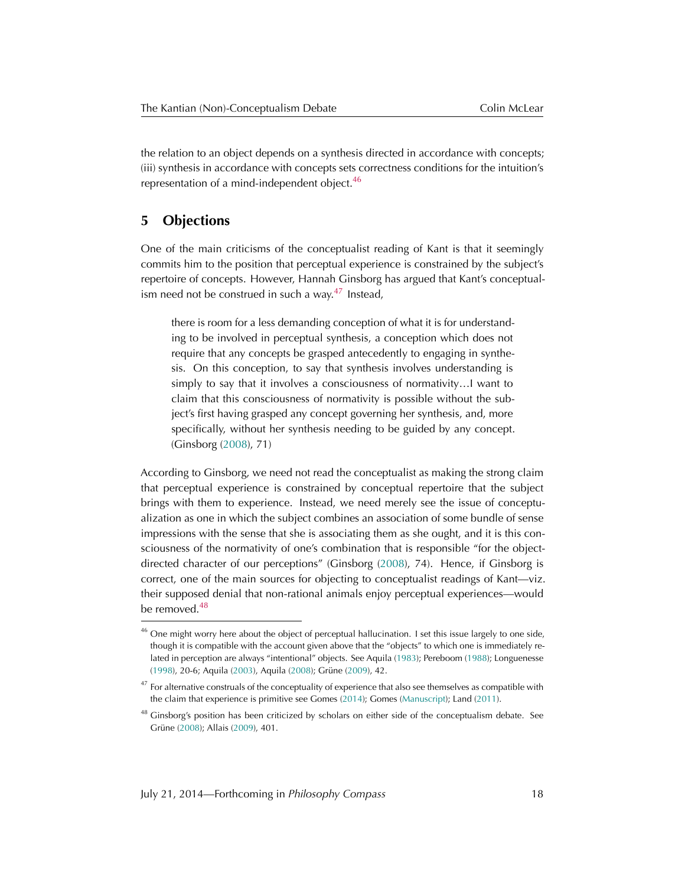the relation to an object depends on a synthesis directed in accordance with concepts; (iii) synthesis in accordance with concepts sets correctness conditions for the intuition's representation of a mind-independent object.[46]

## 5 Objections

One of the main criticisms of the conceptualist reading of Kant is that it seemingly commits him to the position that perceptual experience is constrained by the subject's repertoire of concepts. However, Hannah Ginsborg has argued that Kant's conceptualism need not be construed in such a way.[47] Instead,

> there is room for a less demanding conception of what it is for understanding to be involved in perceptual synthesis, a conception which does not require that any concepts be grasped antecedently to engaging in synthesis. On this conception, to say that synthesis involves understanding is simply to say that it involves a consciousness of normativity…I want to claim that this consciousness of normativity is possible without the subject's first having grasped any concept governing her synthesis, and, more specifically, without her synthesis needing to be guided by any concept. (Ginsborg (2008), 71)

According to Ginsborg, we need not read the conceptualist as making the strong claim that perceptual experience is constrained by conceptual repertoire that the subject brings with them to experience. Instead, we need merely see the issue of conceptualization as one in which the subject combines an association of some bundle of sense impressions with the sense that she is associating them as she ought, and it is this consciousness of the normativity of one's combination that is responsible "for the object-directed character of our perceptions" (Ginsborg (2008), 74). Hence, if Ginsborg is correct, one of the main sources for objecting to conceptualist readings of Kant—viz. their supposed denial that non-rational animals enjoy perceptual experiences—would be removed.[48]

---

[46] One might worry here about the object of perceptual hallucination. I set this issue largely to one side, though it is compatible with the account given above that the "objects" to which one is immediately related in perception are always "intentional" objects. See Aquila (1983); Pereboom (1988); Longuenesse (1998), 20-6; Aquila (2003), Aquila (2008); Grüne (2009), 42.

[47] For alternative construals of the conceptuality of experience that also see themselves as compatible with the claim that experience is primitive see Gomes (2014); Gomes (Manuscript); Land (2011).

[48] Ginsborg's position has been criticized by scholars on either side of the conceptualism debate. See Grüne (2008); Allais (2009), 401.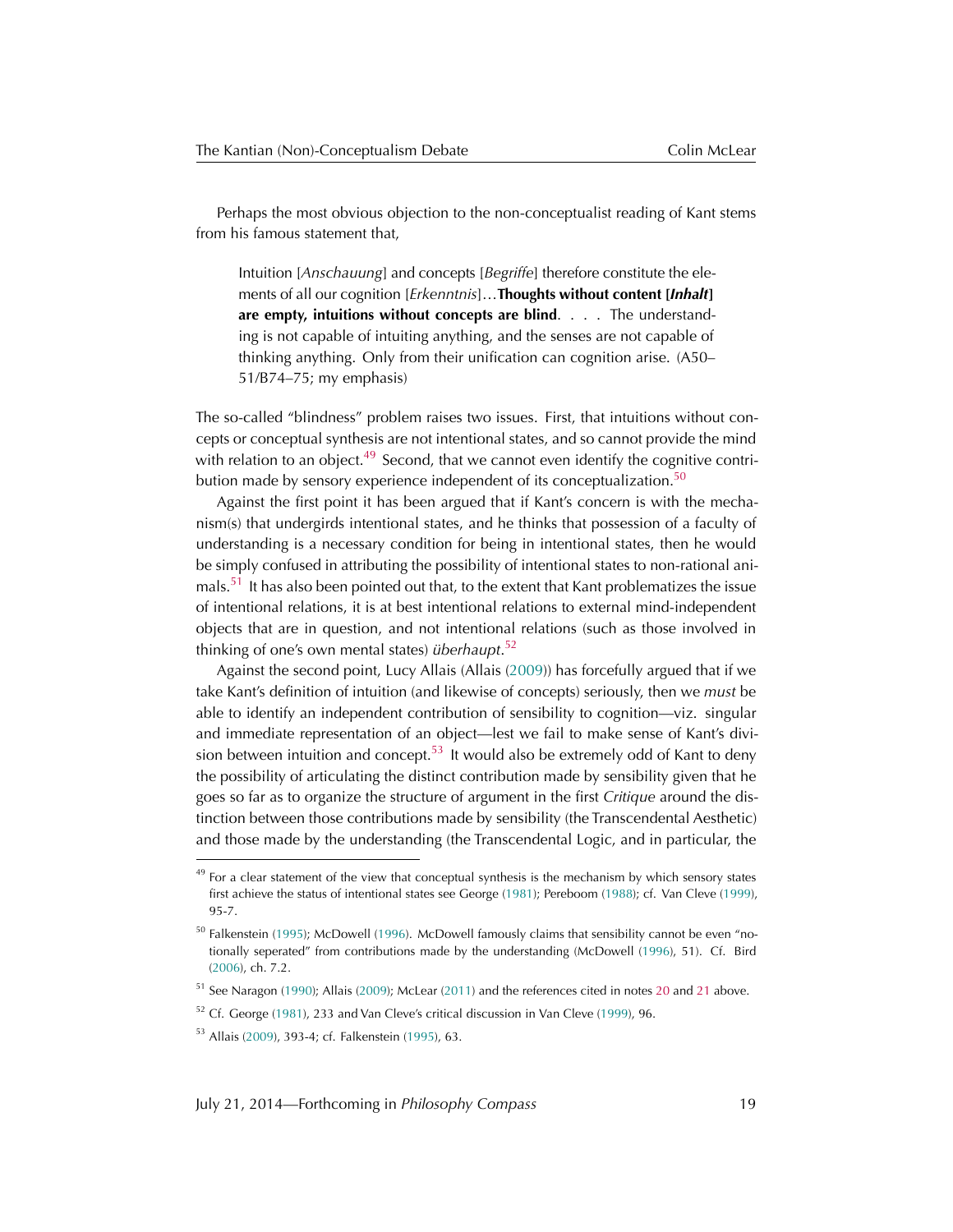Perhaps the most obvious objection to the non-conceptualist reading of Kant stems from his famous statement that,

> Intuition [*Anschauung*] and concepts [*Begriffe*] therefore constitute the elements of all our cognition [*Erkenntnis*]…**Thoughts without content [*Inhalt*] are empty, intuitions without concepts are blind**. . . . The understanding is not capable of intuiting anything, and the senses are not capable of thinking anything. Only from their unification can cognition arise. (A50–51/B74–75; my emphasis)

The so-called "blindness" problem raises two issues. First, that intuitions without concepts or conceptual synthesis are not intentional states, and so cannot provide the mind with relation to an object.[49] Second, that we cannot even identify the cognitive contribution made by sensory experience independent of its conceptualization.[50]

Against the first point it has been argued that if Kant's concern is with the mechanism(s) that undergirds intentional states, and he thinks that possession of a faculty of understanding is a necessary condition for being in intentional states, then he would be simply confused in attributing the possibility of intentional states to non-rational animals.[51] It has also been pointed out that, to the extent that Kant problematizes the issue of intentional relations, it is at best intentional relations to external mind-independent objects that are in question, and not intentional relations (such as those involved in thinking of one's own mental states) *überhaupt*.[52]

Against the second point, Lucy Allais (Allais (2009)) has forcefully argued that if we take Kant's definition of intuition (and likewise of concepts) seriously, then we *must* be able to identify an independent contribution of sensibility to cognition—viz. singular and immediate representation of an object—lest we fail to make sense of Kant's division between intuition and concept.[53] It would also be extremely odd of Kant to deny the possibility of articulating the distinct contribution made by sensibility given that he goes so far as to organize the structure of argument in the first *Critique* around the distinction between those contributions made by sensibility (the Transcendental Aesthetic) and those made by the understanding (the Transcendental Logic, and in particular, the

---

[49] For a clear statement of the view that conceptual synthesis is the mechanism by which sensory states first achieve the status of intentional states see George (1981); Pereboom (1988); cf. Van Cleve (1999), 95-7.

[50] Falkenstein (1995); McDowell (1996). McDowell famously claims that sensibility cannot be even "notionally seperated" from contributions made by the understanding (McDowell (1996), 51). Cf. Bird (2006), ch. 7.2.

[51] See Naragon (1990); Allais (2009); McLear (2011) and the references cited in notes 20 and 21 above.

[52] Cf. George (1981), 233 and Van Cleve's critical discussion in Van Cleve (1999), 96.

[53] Allais (2009), 393-4; cf. Falkenstein (1995), 63.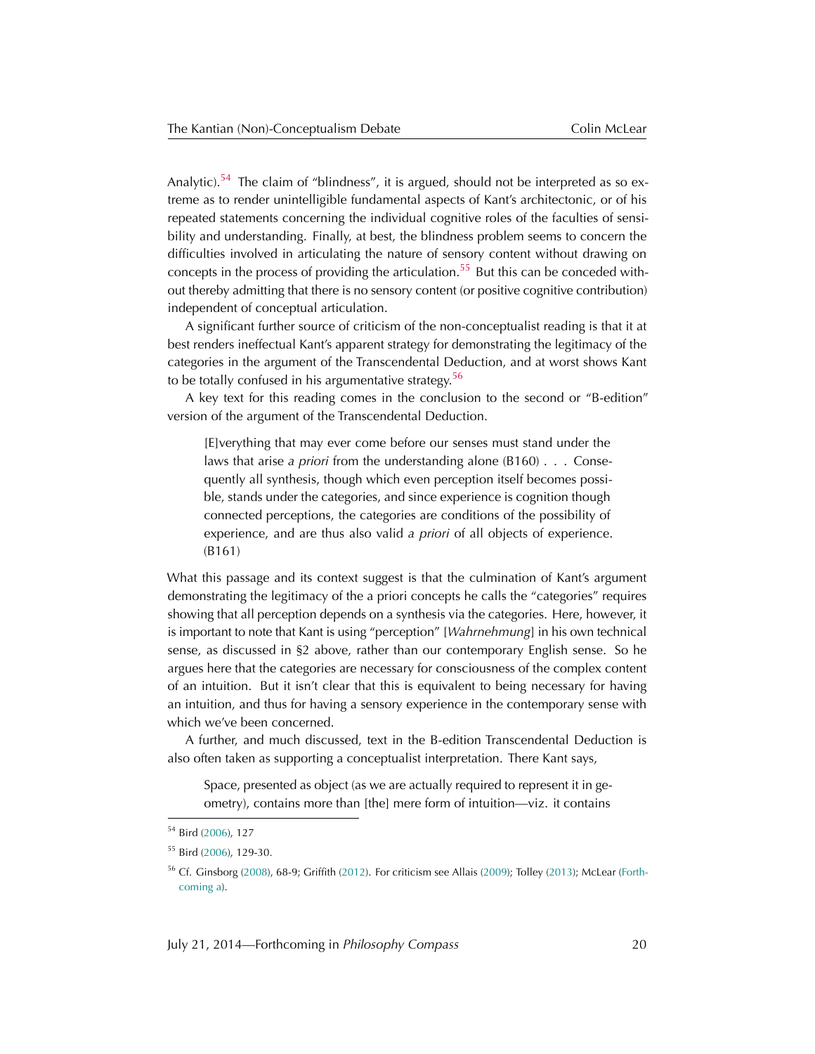Analytic).[54] The claim of "blindness", it is argued, should not be interpreted as so extreme as to render unintelligible fundamental aspects of Kant's architectonic, or of his repeated statements concerning the individual cognitive roles of the faculties of sensibility and understanding. Finally, at best, the blindness problem seems to concern the difficulties involved in articulating the nature of sensory content without drawing on concepts in the process of providing the articulation.[55] But this can be conceded without thereby admitting that there is no sensory content (or positive cognitive contribution) independent of conceptual articulation.

A significant further source of criticism of the non-conceptualist reading is that it at best renders ineffectual Kant's apparent strategy for demonstrating the legitimacy of the categories in the argument of the Transcendental Deduction, and at worst shows Kant to be totally confused in his argumentative strategy.[56]

A key text for this reading comes in the conclusion to the second or "B-edition" version of the argument of the Transcendental Deduction.

> [E]verything that may ever come before our senses must stand under the laws that arise *a priori* from the understanding alone (B160) . . . Consequently all synthesis, though which even perception itself becomes possible, stands under the categories, and since experience is cognition though connected perceptions, the categories are conditions of the possibility of experience, and are thus also valid *a priori* of all objects of experience. (B161)

What this passage and its context suggest is that the culmination of Kant's argument demonstrating the legitimacy of the a priori concepts he calls the "categories" requires showing that all perception depends on a synthesis via the categories. Here, however, it is important to note that Kant is using "perception" [*Wahrnehmung*] in his own technical sense, as discussed in §2 above, rather than our contemporary English sense. So he argues here that the categories are necessary for consciousness of the complex content of an intuition. But it isn't clear that this is equivalent to being necessary for having an intuition, and thus for having a sensory experience in the contemporary sense with which we've been concerned.

A further, and much discussed, text in the B-edition Transcendental Deduction is also often taken as supporting a conceptualist interpretation. There Kant says,

> Space, presented as object (as we are actually required to represent it in geometry), contains more than [the] mere form of intuition—viz. it contains

[54] Bird (2006), 127

[55] Bird (2006), 129-30.

[56] Cf. Ginsborg (2008), 68-9; Griffith (2012). For criticism see Allais (2009); Tolley (2013); McLear (Forthcoming a).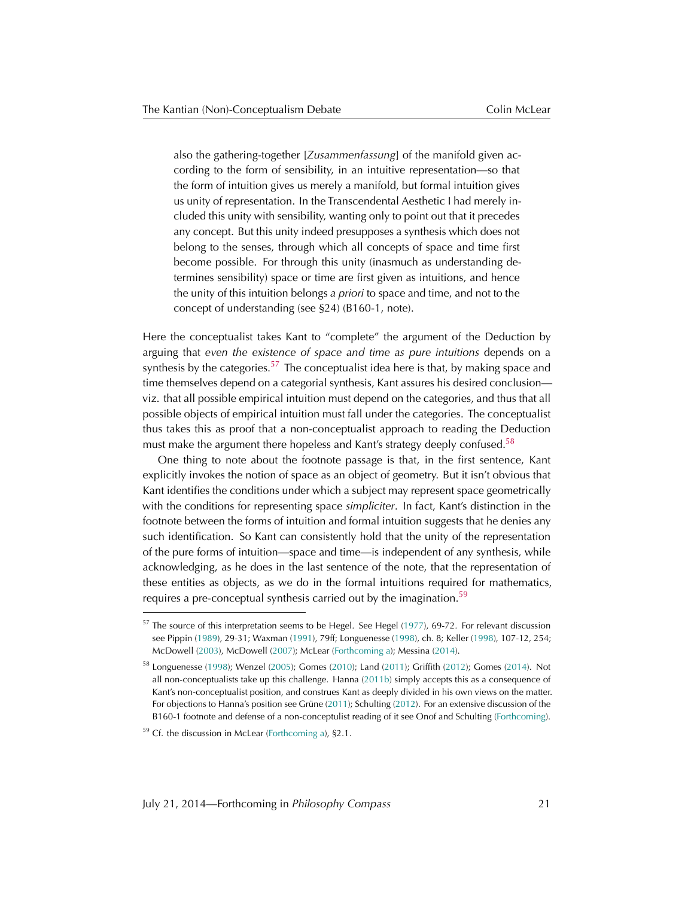> also the gathering-together [*Zusammenfassung*] of the manifold given according to the form of sensibility, in an intuitive representation—so that the form of intuition gives us merely a manifold, but formal intuition gives us unity of representation. In the Transcendental Aesthetic I had merely included this unity with sensibility, wanting only to point out that it precedes any concept. But this unity indeed presupposes a synthesis which does not belong to the senses, through which all concepts of space and time first become possible. For through this unity (inasmuch as understanding determines sensibility) space or time are first given as intuitions, and hence the unity of this intuition belongs *a priori* to space and time, and not to the concept of understanding (see §24) (B160-1, note).

Here the conceptualist takes Kant to "complete" the argument of the Deduction by arguing that *even the existence of space and time as pure intuitions* depends on a synthesis by the categories.[57] The conceptualist idea here is that, by making space and time themselves depend on a categorial synthesis, Kant assures his desired conclusion—viz. that all possible empirical intuition must depend on the categories, and thus that all possible objects of empirical intuition must fall under the categories. The conceptualist thus takes this as proof that a non-conceptualist approach to reading the Deduction must make the argument there hopeless and Kant's strategy deeply confused.[58]

One thing to note about the footnote passage is that, in the first sentence, Kant explicitly invokes the notion of space as an object of geometry. But it isn't obvious that Kant identifies the conditions under which a subject may represent space geometrically with the conditions for representing space *simpliciter*. In fact, Kant's distinction in the footnote between the forms of intuition and formal intuition suggests that he denies any such identification. So Kant can consistently hold that the unity of the representation of the pure forms of intuition—space and time—is independent of any synthesis, while acknowledging, as he does in the last sentence of the note, that the representation of these entities as objects, as we do in the formal intuitions required for mathematics, requires a pre-conceptual synthesis carried out by the imagination.[59]

---

[57] The source of this interpretation seems to be Hegel. See Hegel (1977), 69-72. For relevant discussion see Pippin (1989), 29-31; Waxman (1991), 79ff; Longuenesse (1998), ch. 8; Keller (1998), 107-12, 254; McDowell (2003), McDowell (2007); McLear (Forthcoming a); Messina (2014).

[58] Longuenesse (1998); Wenzel (2005); Gomes (2010); Land (2011); Griffith (2012); Gomes (2014). Not all non-conceptualists take up this challenge. Hanna (2011b) simply accepts this as a consequence of Kant's non-conceptualist position, and construes Kant as deeply divided in his own views on the matter. For objections to Hanna's position see Grüne (2011); Schulting (2012). For an extensive discussion of the B160-1 footnote and defense of a non-conceptulist reading of it see Onof and Schulting (Forthcoming).

[59] Cf. the discussion in McLear (Forthcoming a), §2.1.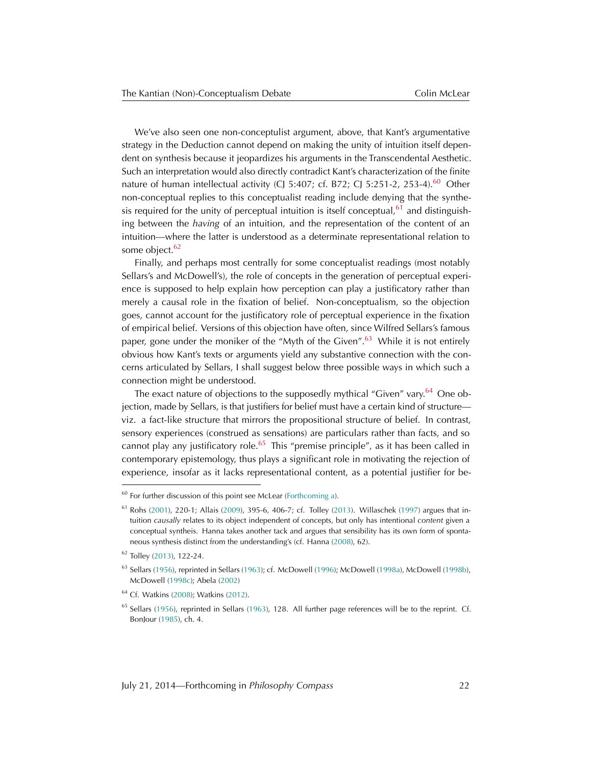We've also seen one non-conceptulist argument, above, that Kant's argumentative strategy in the Deduction cannot depend on making the unity of intuition itself dependent on synthesis because it jeopardizes his arguments in the Transcendental Aesthetic. Such an interpretation would also directly contradict Kant's characterization of the finite nature of human intellectual activity (CJ 5:407; cf. B72; CJ 5:251-2, 253-4).[60] Other non-conceptual replies to this conceptualist reading include denying that the synthesis required for the unity of perceptual intuition is itself conceptual,[61] and distinguishing between the *having* of an intuition, and the representation of the content of an intuition—where the latter is understood as a determinate representational relation to some object.[62]

Finally, and perhaps most centrally for some conceptualist readings (most notably Sellars's and McDowell's), the role of concepts in the generation of perceptual experience is supposed to help explain how perception can play a justificatory rather than merely a causal role in the fixation of belief. Non-conceptualism, so the objection goes, cannot account for the justificatory role of perceptual experience in the fixation of empirical belief. Versions of this objection have often, since Wilfred Sellars's famous paper, gone under the moniker of the "Myth of the Given".[63] While it is not entirely obvious how Kant's texts or arguments yield any substantive connection with the concerns articulated by Sellars, I shall suggest below three possible ways in which such a connection might be understood.

The exact nature of objections to the supposedly mythical "Given" vary.[64] One objection, made by Sellars, is that justifiers for belief must have a certain kind of structure—viz. a fact-like structure that mirrors the propositional structure of belief. In contrast, sensory experiences (construed as sensations) are particulars rather than facts, and so cannot play any justificatory role.[65] This "premise principle", as it has been called in contemporary epistemology, thus plays a significant role in motivating the rejection of experience, insofar as it lacks representational content, as a potential justifier for be-

---

[60] For further discussion of this point see McLear (Forthcoming a).

[61] Rohs (2001), 220-1; Allais (2009), 395-6, 406-7; cf. Tolley (2013). Willaschek (1997) argues that intuition *causally* relates to its object independent of concepts, but only has intentional *content* given a conceptual syntheis. Hanna takes another tack and argues that sensibility has its own form of spontaneous synthesis distinct from the understanding's (cf. Hanna (2008), 62).

[62] Tolley (2013), 122-24.

[63] Sellars (1956), reprinted in Sellars (1963); cf. McDowell (1996); McDowell (1998a), McDowell (1998b), McDowell (1998c); Abela (2002)

[64] Cf. Watkins (2008); Watkins (2012).

[65] Sellars (1956), reprinted in Sellars (1963), 128. All further page references will be to the reprint. Cf. BonJour (1985), ch. 4.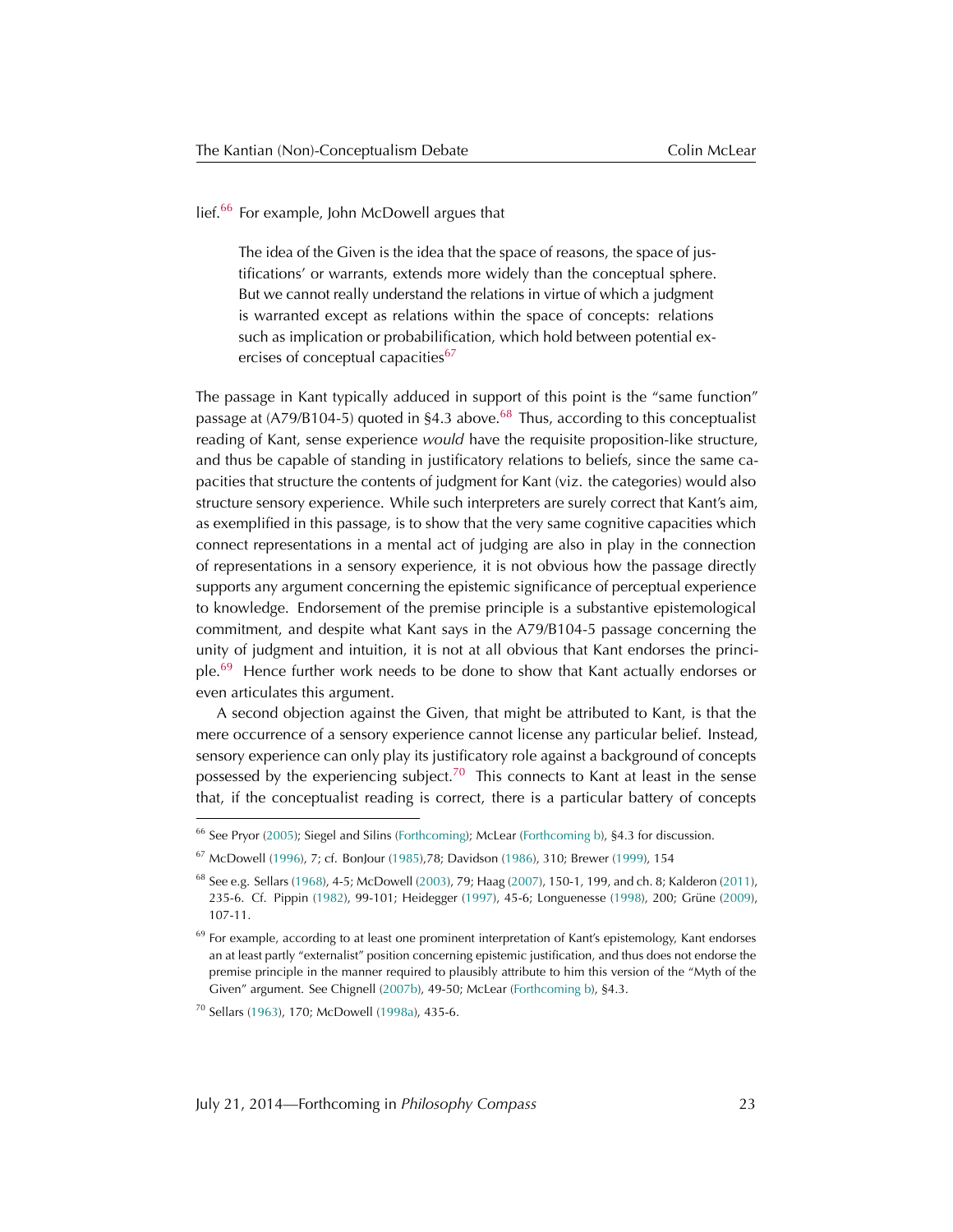lief.[66] For example, John McDowell argues that

> The idea of the Given is the idea that the space of reasons, the space of justifications' or warrants, extends more widely than the conceptual sphere. But we cannot really understand the relations in virtue of which a judgment is warranted except as relations within the space of concepts: relations such as implication or probabilification, which hold between potential exercises of conceptual capacities[67]

The passage in Kant typically adduced in support of this point is the "same function" passage at (A79/B104-5) quoted in §4.3 above.[68] Thus, according to this conceptualist reading of Kant, sense experience *would* have the requisite proposition-like structure, and thus be capable of standing in justificatory relations to beliefs, since the same capacities that structure the contents of judgment for Kant (viz. the categories) would also structure sensory experience. While such interpreters are surely correct that Kant's aim, as exemplified in this passage, is to show that the very same cognitive capacities which connect representations in a mental act of judging are also in play in the connection of representations in a sensory experience, it is not obvious how the passage directly supports any argument concerning the epistemic significance of perceptual experience to knowledge. Endorsement of the premise principle is a substantive epistemological commitment, and despite what Kant says in the A79/B104-5 passage concerning the unity of judgment and intuition, it is not at all obvious that Kant endorses the principle.[69] Hence further work needs to be done to show that Kant actually endorses or even articulates this argument.

A second objection against the Given, that might be attributed to Kant, is that the mere occurrence of a sensory experience cannot license any particular belief. Instead, sensory experience can only play its justificatory role against a background of concepts possessed by the experiencing subject.[70] This connects to Kant at least in the sense that, if the conceptualist reading is correct, there is a particular battery of concepts

---

[66] See Pryor (2005); Siegel and Silins (Forthcoming); McLear (Forthcoming b), §4.3 for discussion.

[67] McDowell (1996), 7; cf. BonJour (1985),78; Davidson (1986), 310; Brewer (1999), 154

[68] See e.g. Sellars (1968), 4-5; McDowell (2003), 79; Haag (2007), 150-1, 199, and ch. 8; Kalderon (2011), 235-6. Cf. Pippin (1982), 99-101; Heidegger (1997), 45-6; Longuenesse (1998), 200; Grüne (2009), 107-11.

[69] For example, according to at least one prominent interpretation of Kant's epistemology, Kant endorses an at least partly "externalist" position concerning epistemic justification, and thus does not endorse the premise principle in the manner required to plausibly attribute to him this version of the "Myth of the Given" argument. See Chignell (2007b), 49-50; McLear (Forthcoming b), §4.3.

[70] Sellars (1963), 170; McDowell (1998a), 435-6.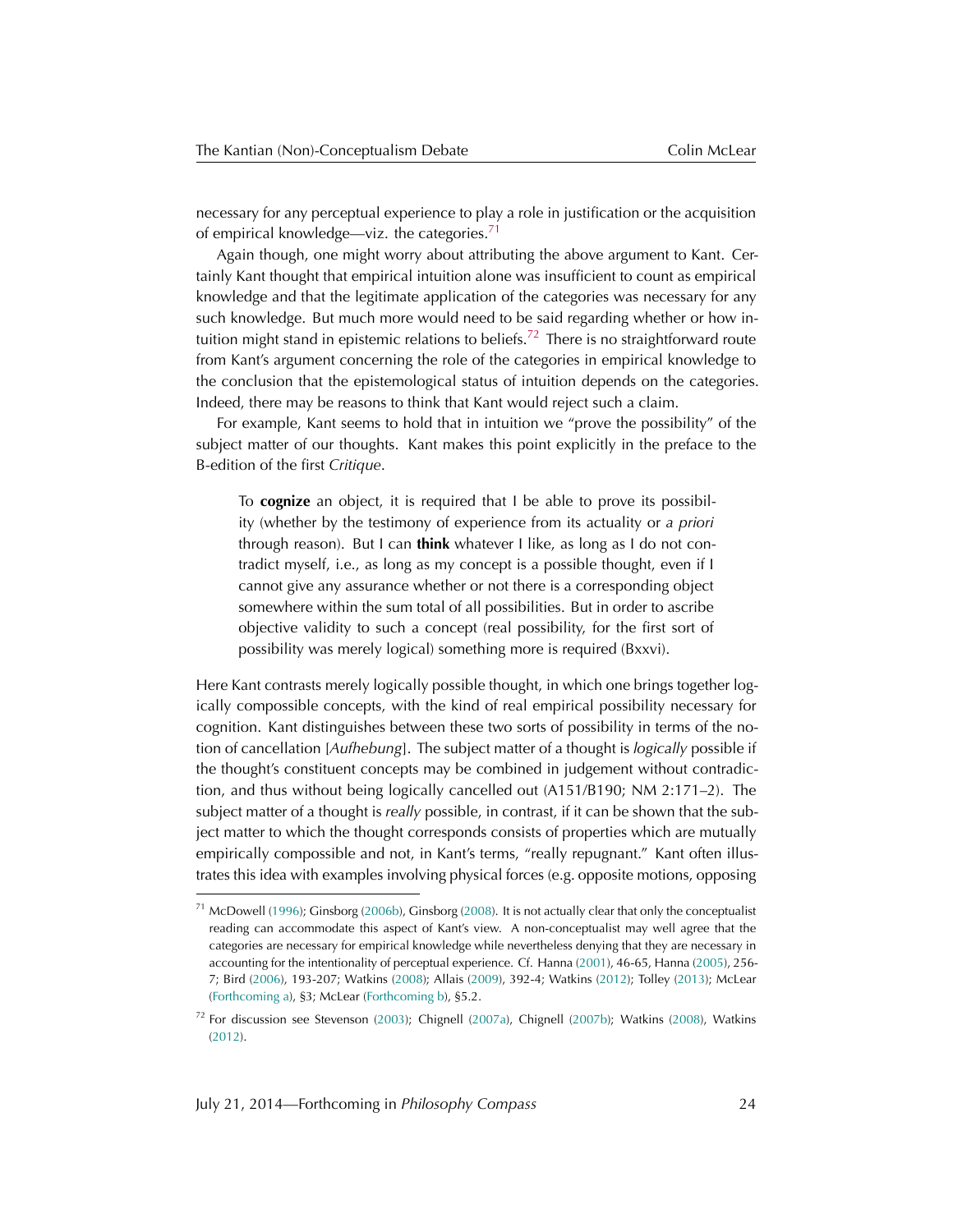necessary for any perceptual experience to play a role in justification or the acquisition of empirical knowledge—viz. the categories.[71]

Again though, one might worry about attributing the above argument to Kant. Certainly Kant thought that empirical intuition alone was insufficient to count as empirical knowledge and that the legitimate application of the categories was necessary for any such knowledge. But much more would need to be said regarding whether or how intuition might stand in epistemic relations to beliefs.[72] There is no straightforward route from Kant's argument concerning the role of the categories in empirical knowledge to the conclusion that the epistemological status of intuition depends on the categories. Indeed, there may be reasons to think that Kant would reject such a claim.

For example, Kant seems to hold that in intuition we "prove the possibility" of the subject matter of our thoughts. Kant makes this point explicitly in the preface to the B-edition of the first *Critique*.

> To **cognize** an object, it is required that I be able to prove its possibility (whether by the testimony of experience from its actuality or *a priori* through reason). But I can **think** whatever I like, as long as I do not contradict myself, i.e., as long as my concept is a possible thought, even if I cannot give any assurance whether or not there is a corresponding object somewhere within the sum total of all possibilities. But in order to ascribe objective validity to such a concept (real possibility, for the first sort of possibility was merely logical) something more is required (Bxxvi).

Here Kant contrasts merely logically possible thought, in which one brings together logically compossible concepts, with the kind of real empirical possibility necessary for cognition. Kant distinguishes between these two sorts of possibility in terms of the notion of cancellation [*Aufhebung*]. The subject matter of a thought is *logically* possible if the thought's constituent concepts may be combined in judgement without contradiction, and thus without being logically cancelled out (A151/B190; NM 2:171–2). The subject matter of a thought is *really* possible, in contrast, if it can be shown that the subject matter to which the thought corresponds consists of properties which are mutually empirically compossible and not, in Kant's terms, "really repugnant." Kant often illustrates this idea with examples involving physical forces (e.g. opposite motions, opposing

---

[71] McDowell (1996); Ginsborg (2006b), Ginsborg (2008). It is not actually clear that only the conceptualist reading can accommodate this aspect of Kant's view. A non-conceptualist may well agree that the categories are necessary for empirical knowledge while nevertheless denying that they are necessary in accounting for the intentionality of perceptual experience. Cf. Hanna (2001), 46-65, Hanna (2005), 256-7; Bird (2006), 193-207; Watkins (2008); Allais (2009), 392-4; Watkins (2012); Tolley (2013); McLear (Forthcoming a), §3; McLear (Forthcoming b), §5.2.

[72] For discussion see Stevenson (2003); Chignell (2007a), Chignell (2007b); Watkins (2008), Watkins (2012).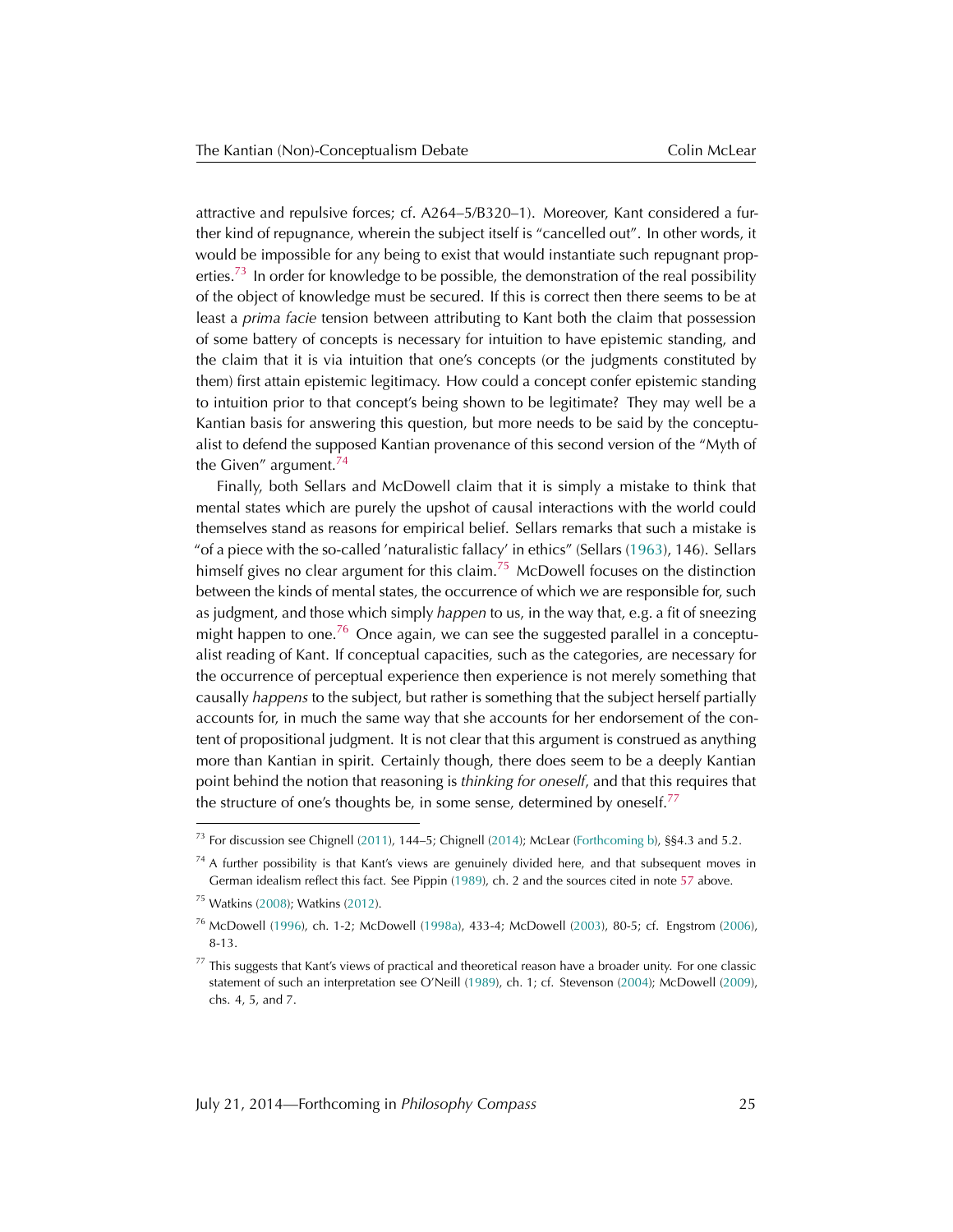attractive and repulsive forces; cf. A264–5/B320–1). Moreover, Kant considered a further kind of repugnance, wherein the subject itself is "cancelled out". In other words, it would be impossible for any being to exist that would instantiate such repugnant properties.[73] In order for knowledge to be possible, the demonstration of the real possibility of the object of knowledge must be secured. If this is correct then there seems to be at least a *prima facie* tension between attributing to Kant both the claim that possession of some battery of concepts is necessary for intuition to have epistemic standing, and the claim that it is via intuition that one's concepts (or the judgments constituted by them) first attain epistemic legitimacy. How could a concept confer epistemic standing to intuition prior to that concept's being shown to be legitimate? They may well be a Kantian basis for answering this question, but more needs to be said by the conceptualist to defend the supposed Kantian provenance of this second version of the "Myth of the Given" argument.[74]

Finally, both Sellars and McDowell claim that it is simply a mistake to think that mental states which are purely the upshot of causal interactions with the world could themselves stand as reasons for empirical belief. Sellars remarks that such a mistake is "of a piece with the so-called 'naturalistic fallacy' in ethics" (Sellars (1963), 146). Sellars himself gives no clear argument for this claim.[75] McDowell focuses on the distinction between the kinds of mental states, the occurrence of which we are responsible for, such as judgment, and those which simply *happen* to us, in the way that, e.g. a fit of sneezing might happen to one.[76] Once again, we can see the suggested parallel in a conceptualist reading of Kant. If conceptual capacities, such as the categories, are necessary for the occurrence of perceptual experience then experience is not merely something that causally *happens* to the subject, but rather is something that the subject herself partially accounts for, in much the same way that she accounts for her endorsement of the content of propositional judgment. It is not clear that this argument is construed as anything more than Kantian in spirit. Certainly though, there does seem to be a deeply Kantian point behind the notion that reasoning is *thinking for oneself*, and that this requires that the structure of one's thoughts be, in some sense, determined by oneself.[77]

---

[73] For discussion see Chignell (2011), 144–5; Chignell (2014); McLear (Forthcoming b), §§4.3 and 5.2.

[74] A further possibility is that Kant's views are genuinely divided here, and that subsequent moves in German idealism reflect this fact. See Pippin (1989), ch. 2 and the sources cited in note 57 above.

[75] Watkins (2008); Watkins (2012).

[76] McDowell (1996), ch. 1-2; McDowell (1998a), 433-4; McDowell (2003), 80-5; cf. Engstrom (2006), 8-13.

[77] This suggests that Kant's views of practical and theoretical reason have a broader unity. For one classic statement of such an interpretation see O'Neill (1989), ch. 1; cf. Stevenson (2004); McDowell (2009), chs. 4, 5, and 7.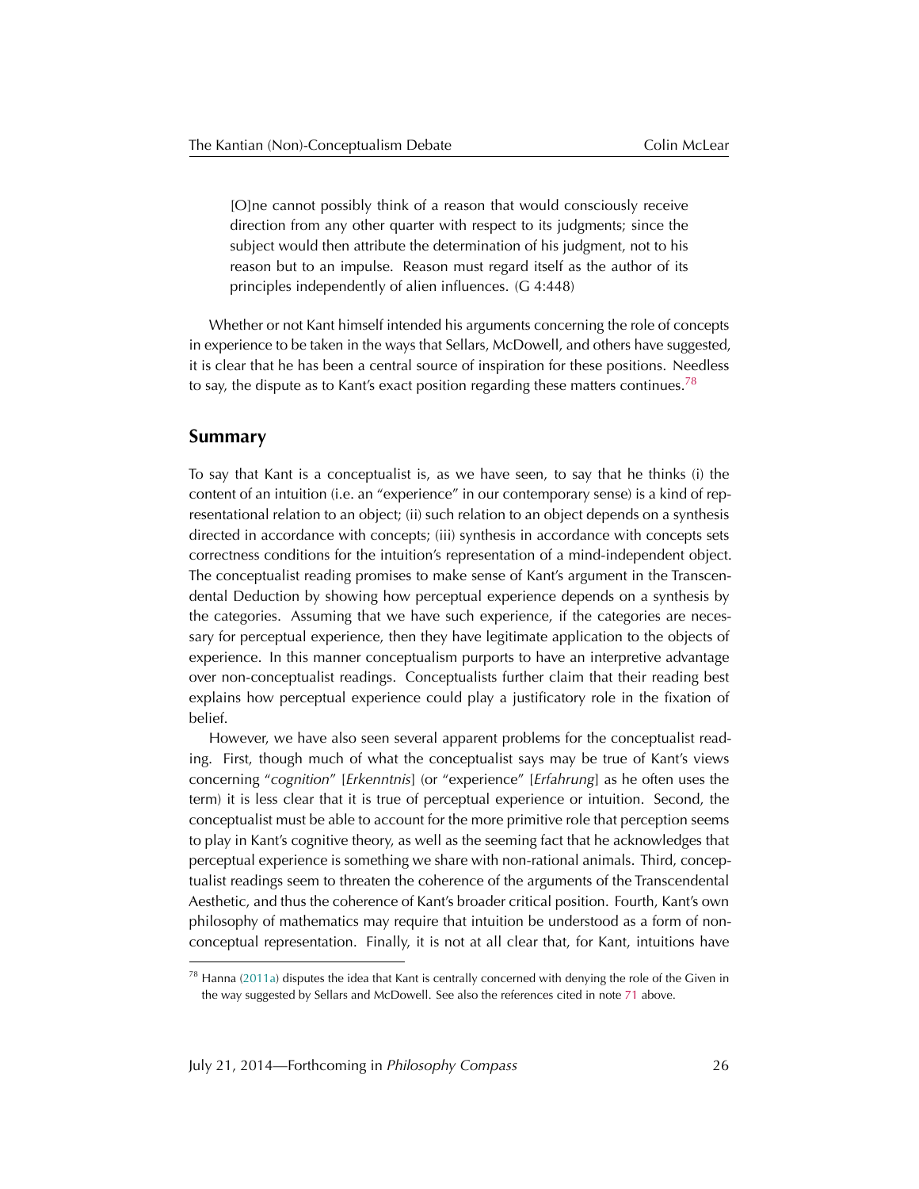> [O]ne cannot possibly think of a reason that would consciously receive direction from any other quarter with respect to its judgments; since the subject would then attribute the determination of his judgment, not to his reason but to an impulse. Reason must regard itself as the author of its principles independently of alien influences. (G 4:448)

Whether or not Kant himself intended his arguments concerning the role of concepts in experience to be taken in the ways that Sellars, McDowell, and others have suggested, it is clear that he has been a central source of inspiration for these positions. Needless to say, the dispute as to Kant's exact position regarding these matters continues.[78]

## Summary

To say that Kant is a conceptualist is, as we have seen, to say that he thinks (i) the content of an intuition (i.e. an "experience" in our contemporary sense) is a kind of representational relation to an object; (ii) such relation to an object depends on a synthesis directed in accordance with concepts; (iii) synthesis in accordance with concepts sets correctness conditions for the intuition's representation of a mind-independent object. The conceptualist reading promises to make sense of Kant's argument in the Transcendental Deduction by showing how perceptual experience depends on a synthesis by the categories. Assuming that we have such experience, if the categories are necessary for perceptual experience, then they have legitimate application to the objects of experience. In this manner conceptualism purports to have an interpretive advantage over non-conceptualist readings. Conceptualists further claim that their reading best explains how perceptual experience could play a justificatory role in the fixation of belief.

However, we have also seen several apparent problems for the conceptualist reading. First, though much of what the conceptualist says may be true of Kant's views concerning "*cognition*" [*Erkenntnis*] (or "experience" [*Erfahrung*] as he often uses the term) it is less clear that it is true of perceptual experience or intuition. Second, the conceptualist must be able to account for the more primitive role that perception seems to play in Kant's cognitive theory, as well as the seeming fact that he acknowledges that perceptual experience is something we share with non-rational animals. Third, conceptualist readings seem to threaten the coherence of the arguments of the Transcendental Aesthetic, and thus the coherence of Kant's broader critical position. Fourth, Kant's own philosophy of mathematics may require that intuition be understood as a form of non-conceptual representation. Finally, it is not at all clear that, for Kant, intuitions have

[78] Hanna (2011a) disputes the idea that Kant is centrally concerned with denying the role of the Given in the way suggested by Sellars and McDowell. See also the references cited in note 71 above.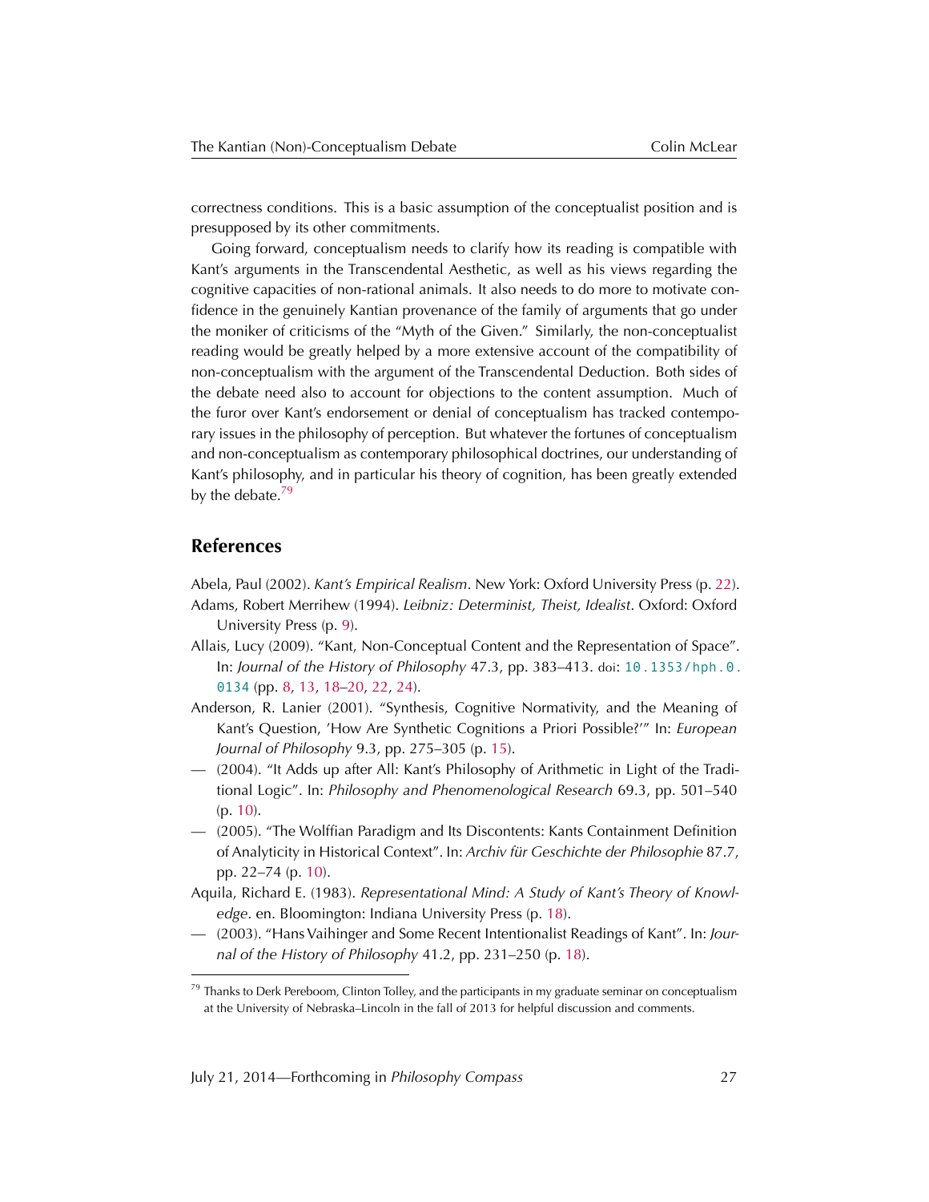correctness conditions. This is a basic assumption of the conceptualist position and is presupposed by its other commitments.

Going forward, conceptualism needs to clarify how its reading is compatible with Kant's arguments in the Transcendental Aesthetic, as well as his views regarding the cognitive capacities of non-rational animals. It also needs to do more to motivate confidence in the genuinely Kantian provenance of the family of arguments that go under the moniker of criticisms of the "Myth of the Given." Similarly, the non-conceptualist reading would be greatly helped by a more extensive account of the compatibility of non-conceptualism with the argument of the Transcendental Deduction. Both sides of the debate need also to account for objections to the content assumption. Much of the furor over Kant's endorsement or denial of conceptualism has tracked contemporary issues in the philosophy of perception. But whatever the fortunes of conceptualism and non-conceptualism as contemporary philosophical doctrines, our understanding of Kant's philosophy, and in particular his theory of cognition, has been greatly extended by the debate.[79]

## References

Abela, Paul (2002). *Kant's Empirical Realism*. New York: Oxford University Press (p. 22).

Adams, Robert Merrihew (1994). *Leibniz: Determinist, Theist, Idealist*. Oxford: Oxford University Press (p. 9).

Allais, Lucy (2009). "Kant, Non-Conceptual Content and the Representation of Space". In: *Journal of the History of Philosophy* 47.3, pp. 383–413. doi: 10.1353/hph.0.0134 (pp. 8, 13, 18–20, 22, 24).

Anderson, R. Lanier (2001). "Synthesis, Cognitive Normativity, and the Meaning of Kant's Question, 'How Are Synthetic Cognitions a Priori Possible?'" In: *European Journal of Philosophy* 9.3, pp. 275–305 (p. 15).

— (2004). "It Adds up after All: Kant's Philosophy of Arithmetic in Light of the Traditional Logic". In: *Philosophy and Phenomenological Research* 69.3, pp. 501–540 (p. 10).

— (2005). "The Wolffian Paradigm and Its Discontents: Kants Containment Definition of Analyticity in Historical Context". In: *Archiv für Geschichte der Philosophie* 87.7, pp. 22–74 (p. 10).

Aquila, Richard E. (1983). *Representational Mind: A Study of Kant's Theory of Knowledge*. en. Bloomington: Indiana University Press (p. 18).

— (2003). "Hans Vaihinger and Some Recent Intentionalist Readings of Kant". In: *Journal of the History of Philosophy* 41.2, pp. 231–250 (p. 18).

---

[79] Thanks to Derk Pereboom, Clinton Tolley, and the participants in my graduate seminar on conceptualism at the University of Nebraska–Lincoln in the fall of 2013 for helpful discussion and comments.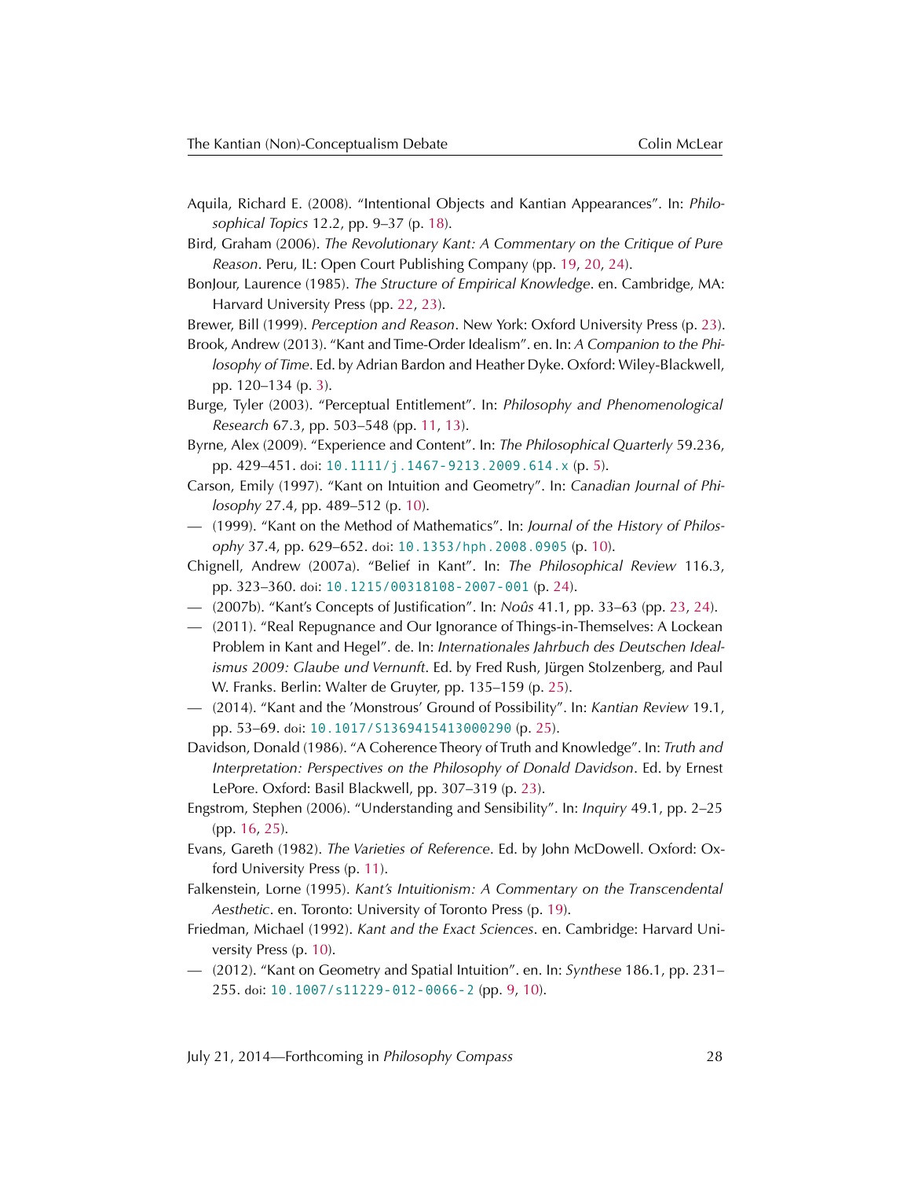Aquila, Richard E. (2008). "Intentional Objects and Kantian Appearances". In: *Philosophical Topics* 12.2, pp. 9–37 (p. 18).

Bird, Graham (2006). *The Revolutionary Kant: A Commentary on the Critique of Pure Reason*. Peru, IL: Open Court Publishing Company (pp. 19, 20, 24).

BonJour, Laurence (1985). *The Structure of Empirical Knowledge*. en. Cambridge, MA: Harvard University Press (pp. 22, 23).

Brewer, Bill (1999). *Perception and Reason*. New York: Oxford University Press (p. 23).

Brook, Andrew (2013). "Kant and Time-Order Idealism". en. In: *A Companion to the Philosophy of Time*. Ed. by Adrian Bardon and Heather Dyke. Oxford: Wiley-Blackwell, pp. 120–134 (p. 3).

Burge, Tyler (2003). "Perceptual Entitlement". In: *Philosophy and Phenomenological Research* 67.3, pp. 503–548 (pp. 11, 13).

Byrne, Alex (2009). "Experience and Content". In: *The Philosophical Quarterly* 59.236, pp. 429–451. doi: 10.1111/j.1467-9213.2009.614.x (p. 5).

Carson, Emily (1997). "Kant on Intuition and Geometry". In: *Canadian Journal of Philosophy* 27.4, pp. 489–512 (p. 10).

— (1999). "Kant on the Method of Mathematics". In: *Journal of the History of Philosophy* 37.4, pp. 629–652. doi: 10.1353/hph.2008.0905 (p. 10).

Chignell, Andrew (2007a). "Belief in Kant". In: *The Philosophical Review* 116.3, pp. 323–360. doi: 10.1215/00318108-2007-001 (p. 24).

— (2007b). "Kant's Concepts of Justification". In: *Noûs* 41.1, pp. 33–63 (pp. 23, 24).

— (2011). "Real Repugnance and Our Ignorance of Things-in-Themselves: A Lockean Problem in Kant and Hegel". de. In: *Internationales Jahrbuch des Deutschen Idealismus 2009: Glaube und Vernunft*. Ed. by Fred Rush, Jürgen Stolzenberg, and Paul W. Franks. Berlin: Walter de Gruyter, pp. 135–159 (p. 25).

— (2014). "Kant and the 'Monstrous' Ground of Possibility". In: *Kantian Review* 19.1, pp. 53–69. doi: 10.1017/S1369415413000290 (p. 25).

Davidson, Donald (1986). "A Coherence Theory of Truth and Knowledge". In: *Truth and Interpretation: Perspectives on the Philosophy of Donald Davidson*. Ed. by Ernest LePore. Oxford: Basil Blackwell, pp. 307–319 (p. 23).

Engstrom, Stephen (2006). "Understanding and Sensibility". In: *Inquiry* 49.1, pp. 2–25 (pp. 16, 25).

Evans, Gareth (1982). *The Varieties of Reference*. Ed. by John McDowell. Oxford: Oxford University Press (p. 11).

Falkenstein, Lorne (1995). *Kant's Intuitionism: A Commentary on the Transcendental Aesthetic*. en. Toronto: University of Toronto Press (p. 19).

Friedman, Michael (1992). *Kant and the Exact Sciences*. en. Cambridge: Harvard University Press (p. 10).

— (2012). "Kant on Geometry and Spatial Intuition". en. In: *Synthese* 186.1, pp. 231–255. doi: 10.1007/s11229-012-0066-2 (pp. 9, 10).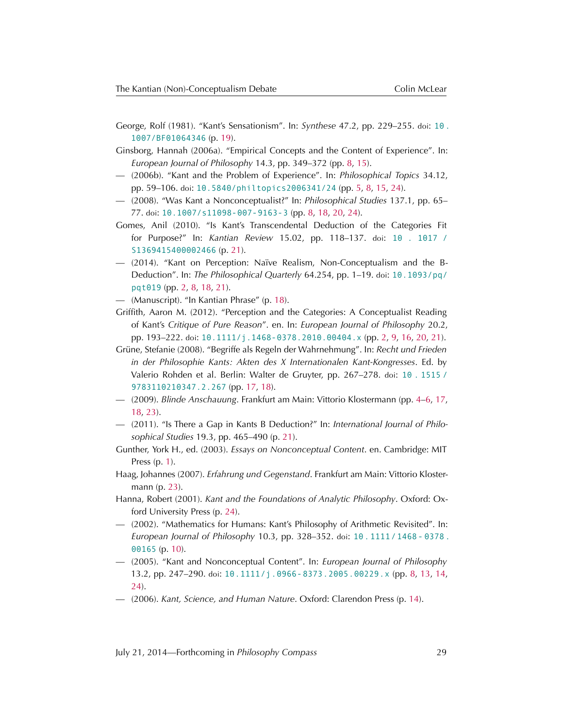George, Rolf (1981). "Kant's Sensationism". In: *Synthese* 47.2, pp. 229–255. doi: 10.1007/BF01064346 (p. 19).

Ginsborg, Hannah (2006a). "Empirical Concepts and the Content of Experience". In: *European Journal of Philosophy* 14.3, pp. 349–372 (pp. 8, 15).

— (2006b). "Kant and the Problem of Experience". In: *Philosophical Topics* 34.12, pp. 59–106. doi: 10.5840/philtopics2006341/24 (pp. 5, 8, 15, 24).

— (2008). "Was Kant a Nonconceptualist?" In: *Philosophical Studies* 137.1, pp. 65–77. doi: 10.1007/s11098-007-9163-3 (pp. 8, 18, 20, 24).

Gomes, Anil (2010). "Is Kant's Transcendental Deduction of the Categories Fit for Purpose?" In: *Kantian Review* 15.02, pp. 118–137. doi: 10.1017/S1369415400002466 (p. 21).

— (2014). "Kant on Perception: Naïve Realism, Non-Conceptualism and the B-Deduction". In: *The Philosophical Quarterly* 64.254, pp. 1–19. doi: 10.1093/pq/pqt019 (pp. 2, 8, 18, 21).

— (Manuscript). "In Kantian Phrase" (p. 18).

Griffith, Aaron M. (2012). "Perception and the Categories: A Conceptualist Reading of Kant's *Critique of Pure Reason*". en. In: *European Journal of Philosophy* 20.2, pp. 193–222. doi: 10.1111/j.1468-0378.2010.00404.x (pp. 2, 9, 16, 20, 21).

Grüne, Stefanie (2008). "Begriffe als Regeln der Wahrnehmung". In: *Recht und Frieden in der Philosophie Kants: Akten des X Internationalen Kant-Kongresses*. Ed. by Valerio Rohden et al. Berlin: Walter de Gruyter, pp. 267–278. doi: 10.1515/9783110210347.2.267 (pp. 17, 18).

— (2009). *Blinde Anschauung*. Frankfurt am Main: Vittorio Klostermann (pp. 4–6, 17, 18, 23).

— (2011). "Is There a Gap in Kants B Deduction?" In: *International Journal of Philosophical Studies* 19.3, pp. 465–490 (p. 21).

Gunther, York H., ed. (2003). *Essays on Nonconceptual Content*. en. Cambridge: MIT Press (p. 1).

Haag, Johannes (2007). *Erfahrung und Gegenstand*. Frankfurt am Main: Vittorio Klostermann (p. 23).

Hanna, Robert (2001). *Kant and the Foundations of Analytic Philosophy*. Oxford: Oxford University Press (p. 24).

— (2002). "Mathematics for Humans: Kant's Philosophy of Arithmetic Revisited". In: *European Journal of Philosophy* 10.3, pp. 328–352. doi: 10.1111/1468-0378.00165 (p. 10).

— (2005). "Kant and Nonconceptual Content". In: *European Journal of Philosophy* 13.2, pp. 247–290. doi: 10.1111/j.0966-8373.2005.00229.x (pp. 8, 13, 14, 24).

— (2006). *Kant, Science, and Human Nature*. Oxford: Clarendon Press (p. 14).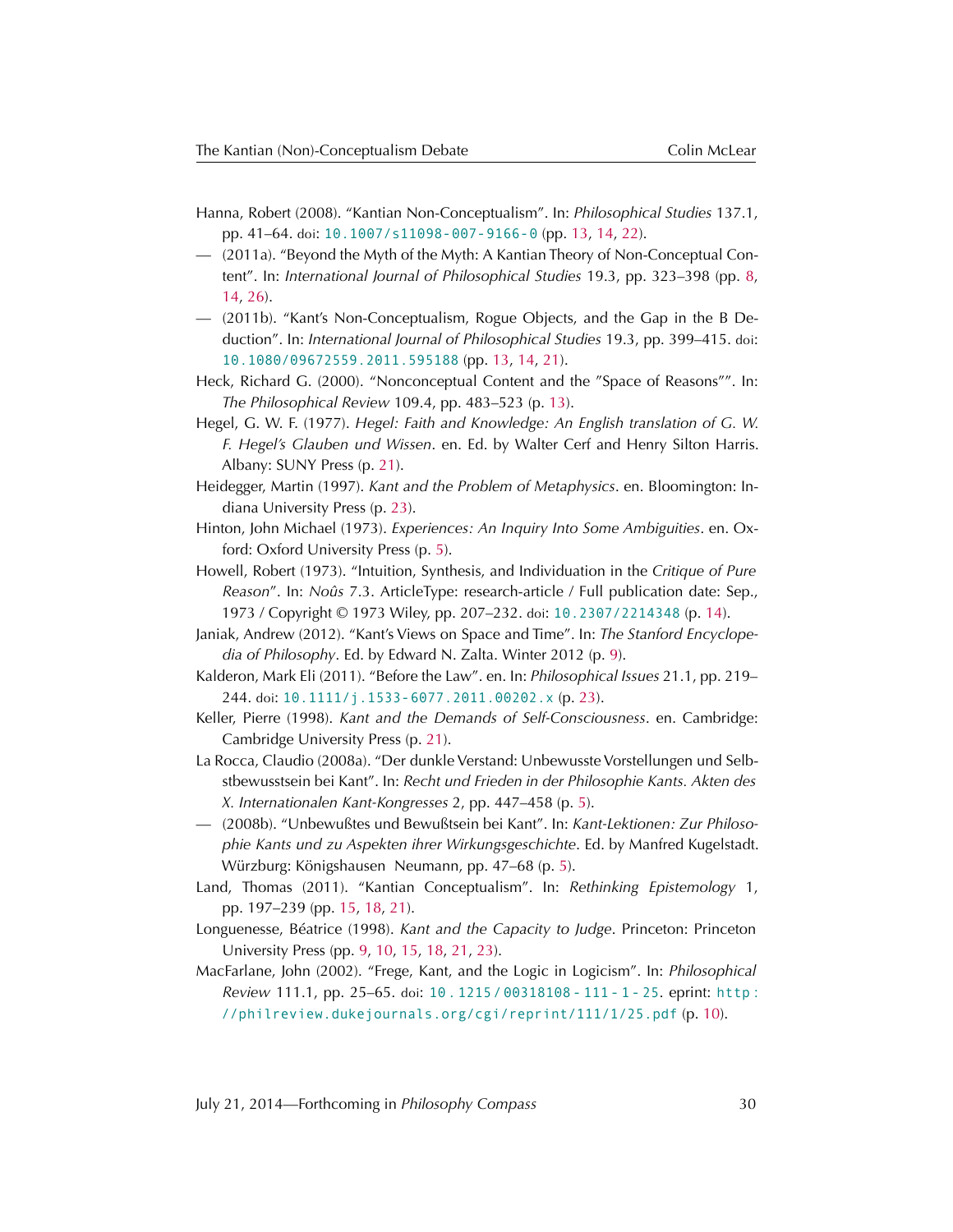Hanna, Robert (2008). "Kantian Non-Conceptualism". In: *Philosophical Studies* 137.1, pp. 41–64. doi: 10.1007/s11098-007-9166-0 (pp. 13, 14, 22).

— (2011a). "Beyond the Myth of the Myth: A Kantian Theory of Non-Conceptual Content". In: *International Journal of Philosophical Studies* 19.3, pp. 323–398 (pp. 8, 14, 26).

— (2011b). "Kant's Non-Conceptualism, Rogue Objects, and the Gap in the B Deduction". In: *International Journal of Philosophical Studies* 19.3, pp. 399–415. doi: 10.1080/09672559.2011.595188 (pp. 13, 14, 21).

Heck, Richard G. (2000). "Nonconceptual Content and the "Space of Reasons"". In: *The Philosophical Review* 109.4, pp. 483–523 (p. 13).

Hegel, G. W. F. (1977). *Hegel: Faith and Knowledge: An English translation of G. W. F. Hegel's Glauben und Wissen*. en. Ed. by Walter Cerf and Henry Silton Harris. Albany: SUNY Press (p. 21).

Heidegger, Martin (1997). *Kant and the Problem of Metaphysics*. en. Bloomington: Indiana University Press (p. 23).

Hinton, John Michael (1973). *Experiences: An Inquiry Into Some Ambiguities*. en. Oxford: Oxford University Press (p. 5).

Howell, Robert (1973). "Intuition, Synthesis, and Individuation in the *Critique of Pure Reason*". In: *Noûs* 7.3. ArticleType: research-article / Full publication date: Sep., 1973 / Copyright © 1973 Wiley, pp. 207–232. doi: 10.2307/2214348 (p. 14).

Janiak, Andrew (2012). "Kant's Views on Space and Time". In: *The Stanford Encyclopedia of Philosophy*. Ed. by Edward N. Zalta. Winter 2012 (p. 9).

Kalderon, Mark Eli (2011). "Before the Law". en. In: *Philosophical Issues* 21.1, pp. 219–244. doi: 10.1111/j.1533-6077.2011.00202.x (p. 23).

Keller, Pierre (1998). *Kant and the Demands of Self-Consciousness*. en. Cambridge: Cambridge University Press (p. 21).

La Rocca, Claudio (2008a). "Der dunkle Verstand: Unbewusste Vorstellungen und Selbstbewusstsein bei Kant". In: *Recht und Frieden in der Philosophie Kants. Akten des X. Internationalen Kant-Kongresses* 2, pp. 447–458 (p. 5).

— (2008b). "Unbewußtes und Bewußtsein bei Kant". In: *Kant-Lektionen: Zur Philosophie Kants und zu Aspekten ihrer Wirkungsgeschichte*. Ed. by Manfred Kugelstadt. Würzburg: Königshausen Neumann, pp. 47–68 (p. 5).

Land, Thomas (2011). "Kantian Conceptualism". In: *Rethinking Epistemology* 1, pp. 197–239 (pp. 15, 18, 21).

Longuenesse, Béatrice (1998). *Kant and the Capacity to Judge*. Princeton: Princeton University Press (pp. 9, 10, 15, 18, 21, 23).

MacFarlane, John (2002). "Frege, Kant, and the Logic in Logicism". In: *Philosophical Review* 111.1, pp. 25–65. doi: 10.1215/00318108-111-1-25. eprint: http://philreview.dukejournals.org/cgi/reprint/111/1/25.pdf (p. 10).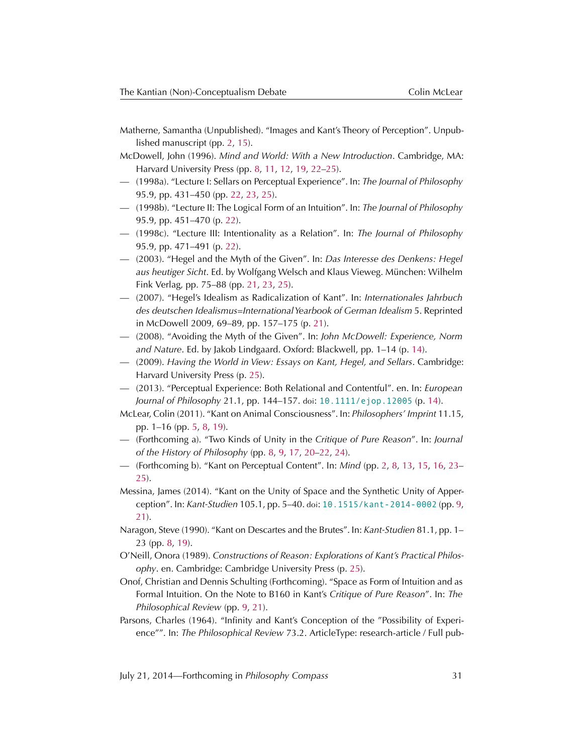Matherne, Samantha (Unpublished). “Images and Kant’s Theory of Perception”. Unpublished manuscript (pp. 2, 15).

McDowell, John (1996). *Mind and World: With a New Introduction*. Cambridge, MA: Harvard University Press (pp. 8, 11, 12, 19, 22–25).

— (1998a). “Lecture I: Sellars on Perceptual Experience”. In: *The Journal of Philosophy* 95.9, pp. 431–450 (pp. 22, 23, 25).

— (1998b). “Lecture II: The Logical Form of an Intuition”. In: *The Journal of Philosophy* 95.9, pp. 451–470 (p. 22).

— (1998c). “Lecture III: Intentionality as a Relation”. In: *The Journal of Philosophy* 95.9, pp. 471–491 (p. 22).

— (2003). “Hegel and the Myth of the Given”. In: *Das Interesse des Denkens: Hegel aus heutiger Sicht*. Ed. by Wolfgang Welsch and Klaus Vieweg. München: Wilhelm Fink Verlag, pp. 75–88 (pp. 21, 23, 25).

— (2007). “Hegel’s Idealism as Radicalization of Kant”. In: *Internationales Jahrbuch des deutschen Idealismus=International Yearbook of German Idealism* 5. Reprinted in McDowell 2009, 69–89, pp. 157–175 (p. 21).

— (2008). “Avoiding the Myth of the Given”. In: *John McDowell: Experience, Norm and Nature*. Ed. by Jakob Lindgaard. Oxford: Blackwell, pp. 1–14 (p. 14).

— (2009). *Having the World in View: Essays on Kant, Hegel, and Sellars*. Cambridge: Harvard University Press (p. 25).

— (2013). “Perceptual Experience: Both Relational and Contentful”. en. In: *European Journal of Philosophy* 21.1, pp. 144–157. doi: `10.1111/ejop.12005` (p. 14).

McLear, Colin (2011). “Kant on Animal Consciousness”. In: *Philosophers’ Imprint* 11.15, pp. 1–16 (pp. 5, 8, 19).

— (Forthcoming a). “Two Kinds of Unity in the *Critique of Pure Reason*”. In: *Journal of the History of Philosophy* (pp. 8, 9, 17, 20–22, 24).

— (Forthcoming b). “Kant on Perceptual Content”. In: *Mind* (pp. 2, 8, 13, 15, 16, 23–25).

Messina, James (2014). “Kant on the Unity of Space and the Synthetic Unity of Apperception”. In: *Kant-Studien* 105.1, pp. 5–40. doi: `10.1515/kant-2014-0002` (pp. 9, 21).

Naragon, Steve (1990). “Kant on Descartes and the Brutes”. In: *Kant-Studien* 81.1, pp. 1–23 (pp. 8, 19).

O’Neill, Onora (1989). *Constructions of Reason: Explorations of Kant’s Practical Philosophy*. en. Cambridge: Cambridge University Press (p. 25).

Onof, Christian and Dennis Schulting (Forthcoming). “Space as Form of Intuition and as Formal Intuition. On the Note to B160 in Kant’s *Critique of Pure Reason*”. In: *The Philosophical Review* (pp. 9, 21).

Parsons, Charles (1964). “Infinity and Kant’s Conception of the ”Possibility of Experience””. In: *The Philosophical Review* 73.2. ArticleType: research-article / Full pub-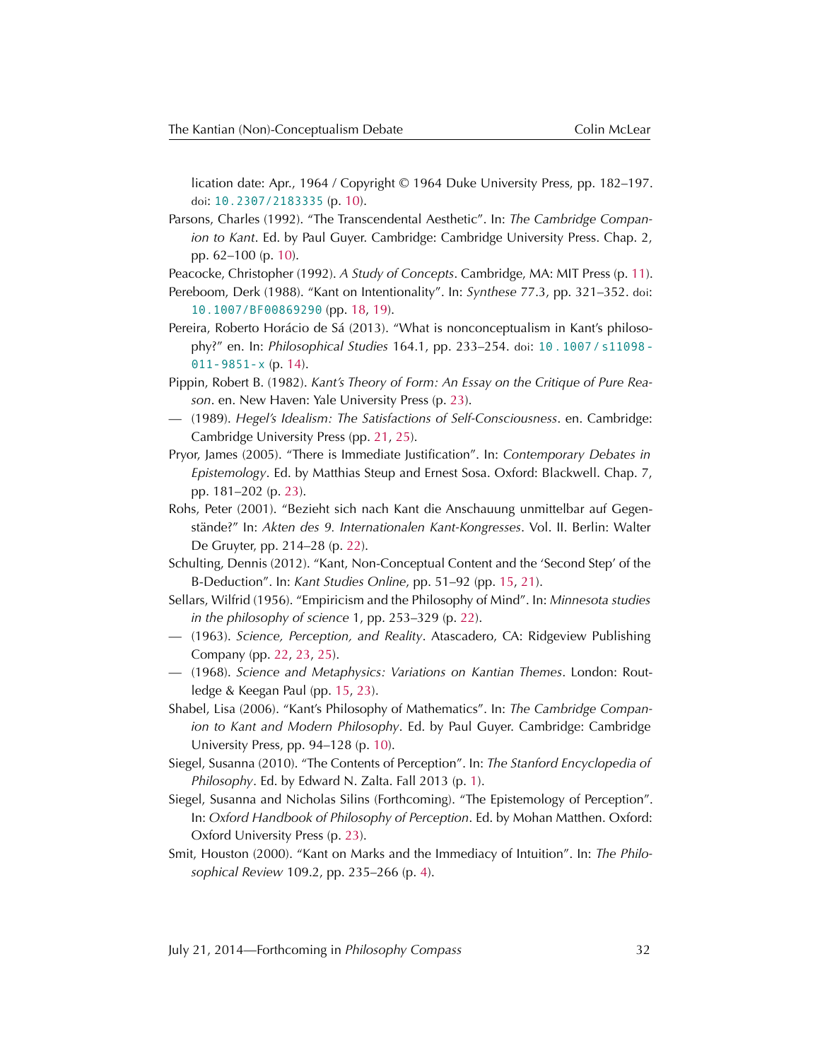lication date: Apr., 1964 / Copyright © 1964 Duke University Press, pp. 182–197. doi: 10.2307/2183335 (p. 10).

Parsons, Charles (1992). "The Transcendental Aesthetic". In: *The Cambridge Companion to Kant*. Ed. by Paul Guyer. Cambridge: Cambridge University Press. Chap. 2, pp. 62–100 (p. 10).

Peacocke, Christopher (1992). *A Study of Concepts*. Cambridge, MA: MIT Press (p. 11).

Pereboom, Derk (1988). "Kant on Intentionality". In: *Synthese* 77.3, pp. 321–352. doi: 10.1007/BF00869290 (pp. 18, 19).

Pereira, Roberto Horácio de Sá (2013). "What is nonconceptualism in Kant's philosophy?" en. In: *Philosophical Studies* 164.1, pp. 233–254. doi: 10.1007/s11098-011-9851-x (p. 14).

Pippin, Robert B. (1982). *Kant's Theory of Form: An Essay on the Critique of Pure Reason*. en. New Haven: Yale University Press (p. 23).

— (1989). *Hegel's Idealism: The Satisfactions of Self-Consciousness*. en. Cambridge: Cambridge University Press (pp. 21, 25).

Pryor, James (2005). "There is Immediate Justification". In: *Contemporary Debates in Epistemology*. Ed. by Matthias Steup and Ernest Sosa. Oxford: Blackwell. Chap. 7, pp. 181–202 (p. 23).

Rohs, Peter (2001). "Bezieht sich nach Kant die Anschauung unmittelbar auf Gegenstände?" In: *Akten des 9. Internationalen Kant-Kongresses*. Vol. II. Berlin: Walter De Gruyter, pp. 214–28 (p. 22).

Schulting, Dennis (2012). "Kant, Non-Conceptual Content and the 'Second Step' of the B-Deduction". In: *Kant Studies Online*, pp. 51–92 (pp. 15, 21).

Sellars, Wilfrid (1956). "Empiricism and the Philosophy of Mind". In: *Minnesota studies in the philosophy of science* 1, pp. 253–329 (p. 22).

— (1963). *Science, Perception, and Reality*. Atascadero, CA: Ridgeview Publishing Company (pp. 22, 23, 25).

— (1968). *Science and Metaphysics: Variations on Kantian Themes*. London: Routledge & Keegan Paul (pp. 15, 23).

Shabel, Lisa (2006). "Kant's Philosophy of Mathematics". In: *The Cambridge Companion to Kant and Modern Philosophy*. Ed. by Paul Guyer. Cambridge: Cambridge University Press, pp. 94–128 (p. 10).

Siegel, Susanna (2010). "The Contents of Perception". In: *The Stanford Encyclopedia of Philosophy*. Ed. by Edward N. Zalta. Fall 2013 (p. 1).

Siegel, Susanna and Nicholas Silins (Forthcoming). "The Epistemology of Perception". In: *Oxford Handbook of Philosophy of Perception*. Ed. by Mohan Matthen. Oxford: Oxford University Press (p. 23).

Smit, Houston (2000). "Kant on Marks and the Immediacy of Intuition". In: *The Philosophical Review* 109.2, pp. 235–266 (p. 4).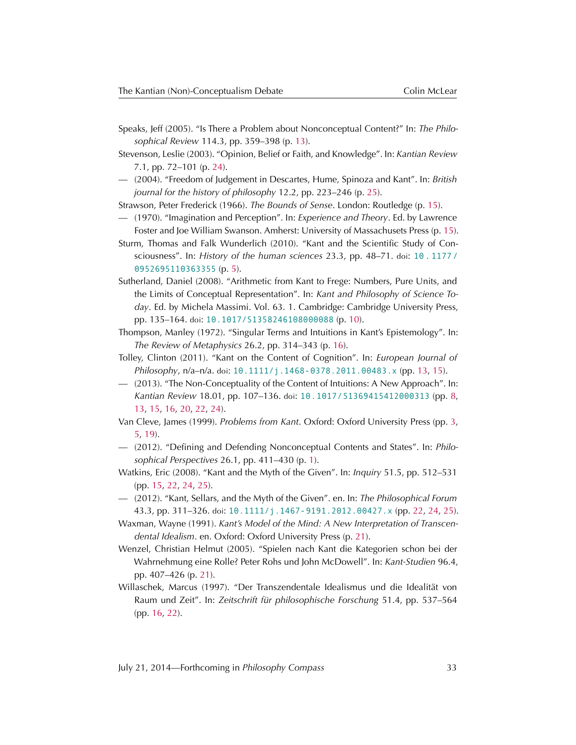Speaks, Jeff (2005). "Is There a Problem about Nonconceptual Content?" In: *The Philosophical Review* 114.3, pp. 359–398 (p. 13).

Stevenson, Leslie (2003). "Opinion, Belief or Faith, and Knowledge". In: *Kantian Review* 7.1, pp. 72–101 (p. 24).

— (2004). "Freedom of Judgement in Descartes, Hume, Spinoza and Kant". In: *British journal for the history of philosophy* 12.2, pp. 223–246 (p. 25).

Strawson, Peter Frederick (1966). *The Bounds of Sense*. London: Routledge (p. 15).

— (1970). "Imagination and Perception". In: *Experience and Theory*. Ed. by Lawrence Foster and Joe William Swanson. Amherst: University of Massachusets Press (p. 15).

Sturm, Thomas and Falk Wunderlich (2010). "Kant and the Scientific Study of Consciousness". In: *History of the human sciences* 23.3, pp. 48–71. doi: 10.1177/0952695110363355 (p. 5).

Sutherland, Daniel (2008). "Arithmetic from Kant to Frege: Numbers, Pure Units, and the Limits of Conceptual Representation". In: *Kant and Philosophy of Science Today*. Ed. by Michela Massimi. Vol. 63. 1. Cambridge: Cambridge University Press, pp. 135–164. doi: 10.1017/S1358246108000088 (p. 10).

Thompson, Manley (1972). "Singular Terms and Intuitions in Kant's Epistemology". In: *The Review of Metaphysics* 26.2, pp. 314–343 (p. 16).

Tolley, Clinton (2011). "Kant on the Content of Cognition". In: *European Journal of Philosophy*, n/a–n/a. doi: 10.1111/j.1468-0378.2011.00483.x (pp. 13, 15).

— (2013). "The Non-Conceptuality of the Content of Intuitions: A New Approach". In: *Kantian Review* 18.01, pp. 107–136. doi: 10.1017/S1369415412000313 (pp. 8, 13, 15, 16, 20, 22, 24).

Van Cleve, James (1999). *Problems from Kant*. Oxford: Oxford University Press (pp. 3, 5, 19).

— (2012). "Defining and Defending Nonconceptual Contents and States". In: *Philosophical Perspectives* 26.1, pp. 411–430 (p. 1).

Watkins, Eric (2008). "Kant and the Myth of the Given". In: *Inquiry* 51.5, pp. 512–531 (pp. 15, 22, 24, 25).

— (2012). "Kant, Sellars, and the Myth of the Given". en. In: *The Philosophical Forum* 43.3, pp. 311–326. doi: 10.1111/j.1467-9191.2012.00427.x (pp. 22, 24, 25).

Waxman, Wayne (1991). *Kant's Model of the Mind: A New Interpretation of Transcendental Idealism*. en. Oxford: Oxford University Press (p. 21).

Wenzel, Christian Helmut (2005). "Spielen nach Kant die Kategorien schon bei der Wahrnehmung eine Rolle? Peter Rohs und John McDowell". In: *Kant-Studien* 96.4, pp. 407–426 (p. 21).

Willaschek, Marcus (1997). "Der Transzendentale Idealismus und die Idealität von Raum und Zeit". In: *Zeitschrift für philosophische Forschung* 51.4, pp. 537–564 (pp. 16, 22).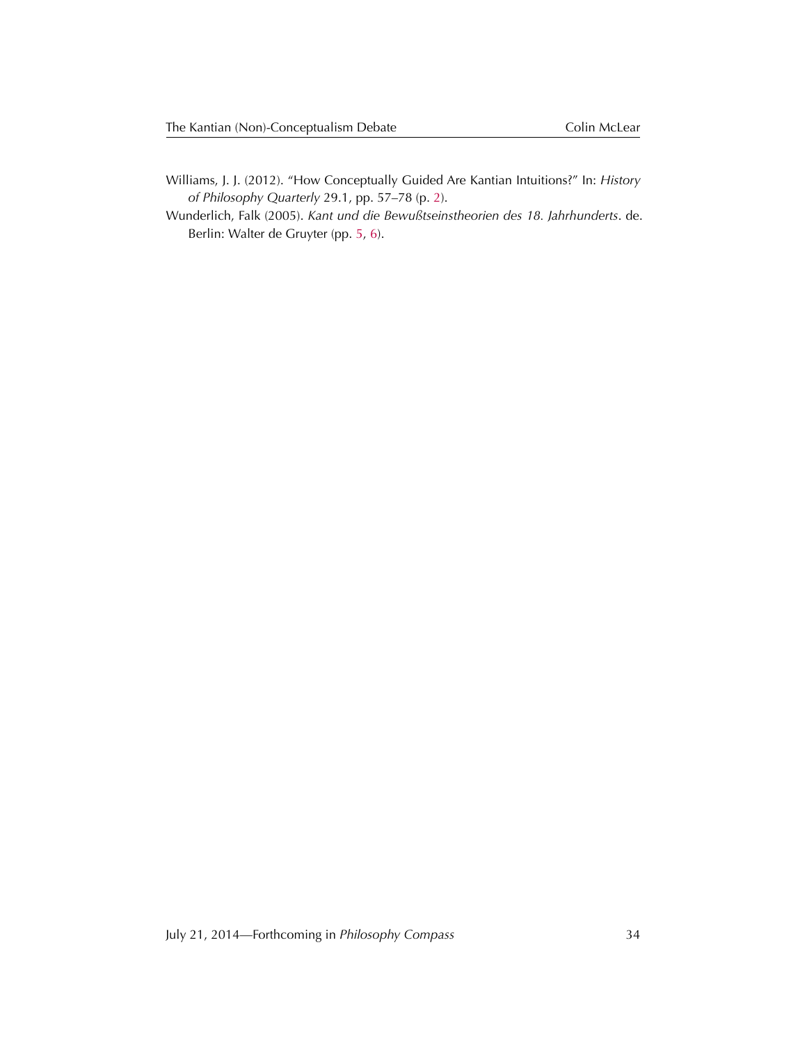Williams, J. J. (2012). "How Conceptually Guided Are Kantian Intuitions?" In: *History of Philosophy Quarterly* 29.1, pp. 57–78 (p. 2).

Wunderlich, Falk (2005). *Kant und die Bewußtseinstheorien des 18. Jahrhunderts*. de. Berlin: Walter de Gruyter (pp. 5, 6).